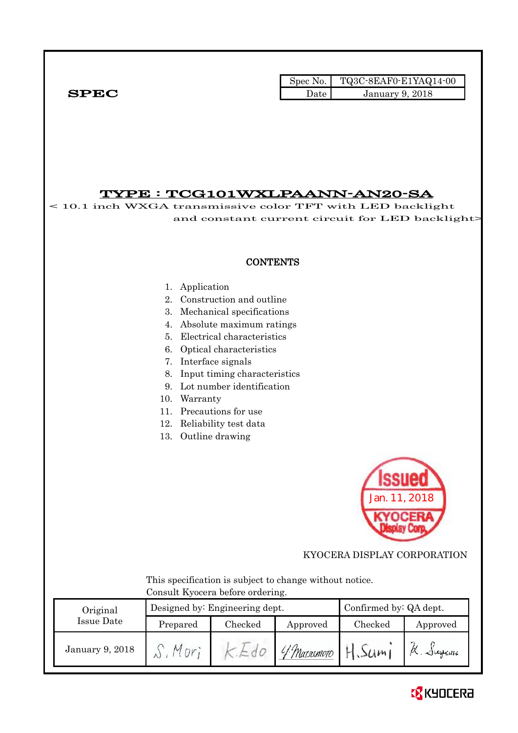**SPEC**

| Spec No. | TQ3C-8EAF0-E1YAQ14-00 |
|---|---|
| Date | January 9, 2018 |

# TYPE : TCG101WXLPAANN-AN20-SA

< 10.1 inch WXGA transmissive color TFT with LED backlight and constant current circuit for LED backlight>

**CONTENTS**

1. Application
2. Construction and outline
3. Mechanical specifications
4. Absolute maximum ratings
5. Electrical characteristics
6. Optical characteristics
7. Interface signals
8. Input timing characteristics
9. Lot number identification
10. Warranty
11. Precautions for use
12. Reliability test data
13. Outline drawing

Issued Jan. 11, 2018 KYOCERA Display Corp.

KYOCERA DISPLAY CORPORATION

This specification is subject to change without notice.
Consult Kyocera before ordering.

| Original Issue Date | Designed by: Engineering dept. | | | Confirmed by: QA dept. | |
|---|---|---|---|---|---|
| | Prepared | Checked | Approved | Checked | Approved |
| January 9, 2018 | S. Mori | K. Edo | Y. Matsumoto | H. Sumi | K. Sugawara |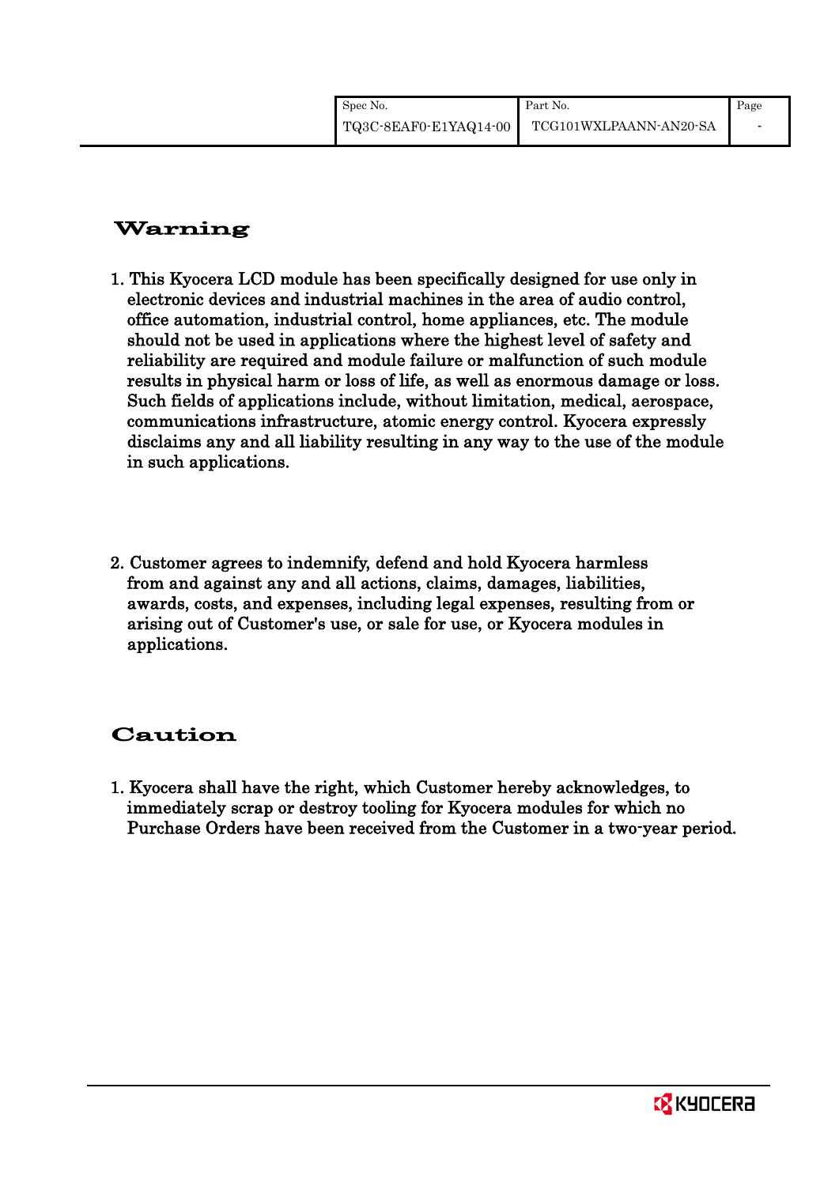## Warning

1. This Kyocera LCD module has been specifically designed for use only in electronic devices and industrial machines in the area of audio control, office automation, industrial control, home appliances, etc. The module should not be used in applications where the highest level of safety and reliability are required and module failure or malfunction of such module results in physical harm or loss of life, as well as enormous damage or loss. Such fields of applications include, without limitation, medical, aerospace, communications infrastructure, atomic energy control. Kyocera expressly disclaims any and all liability resulting in any way to the use of the module in such applications.

2. Customer agrees to indemnify, defend and hold Kyocera harmless from and against any and all actions, claims, damages, liabilities, awards, costs, and expenses, including legal expenses, resulting from or arising out of Customer's use, or sale for use, or Kyocera modules in applications.

## Caution

1. Kyocera shall have the right, which Customer hereby acknowledges, to immediately scrap or destroy tooling for Kyocera modules for which no Purchase Orders have been received from the Customer in a two-year period.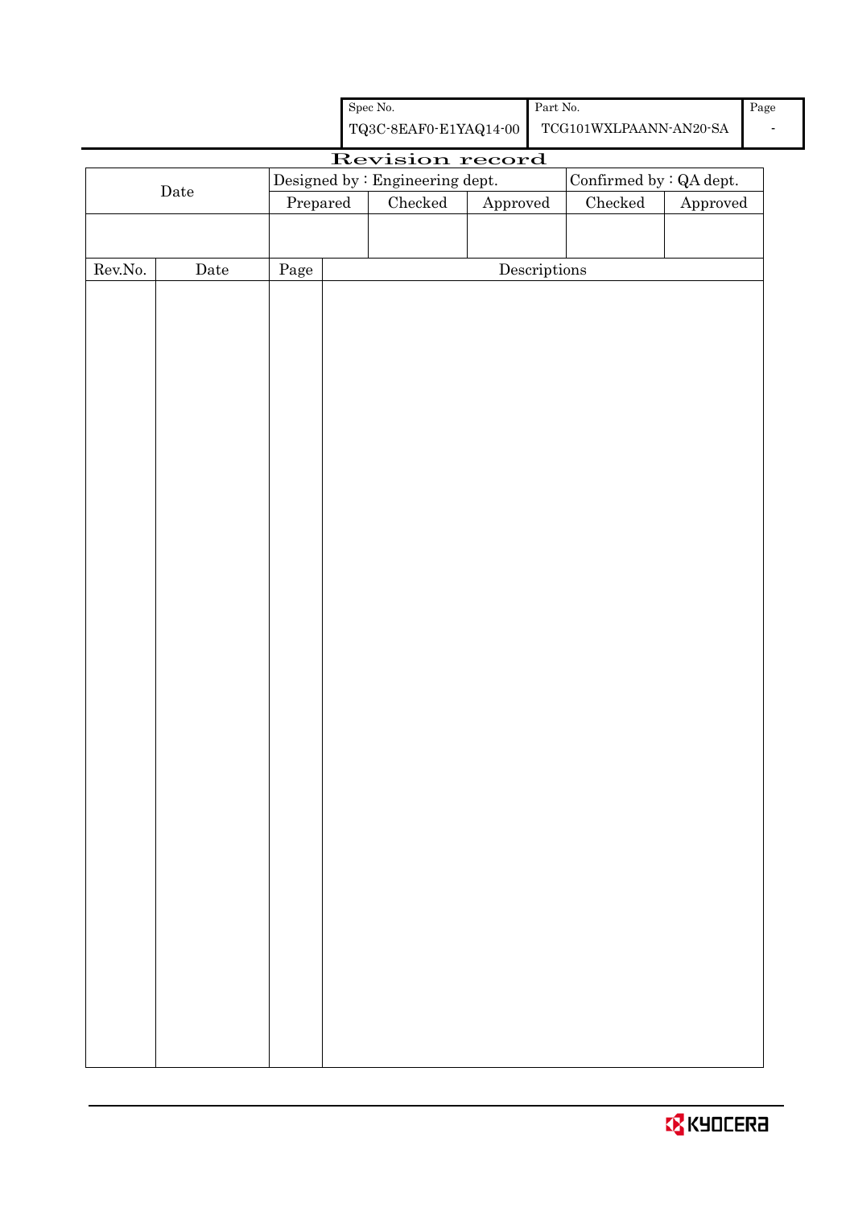| Spec No. | Part No. | Page |
|---|---|---|
| TQ3C-8EAF0-E1YAQ14-00 | TCG101WXLPAANN-AN20-SA | - |

# Revision record

| Date | Designed by : Engineering dept. | | | Confirmed by : QA dept. | |
|---|---|---|---|---|---|
| | Prepared | Checked | Approved | Checked | Approved |
| | | | | | |

| Rev.No. | Date | Page | Descriptions |
|---|---|---|---|
| | | | |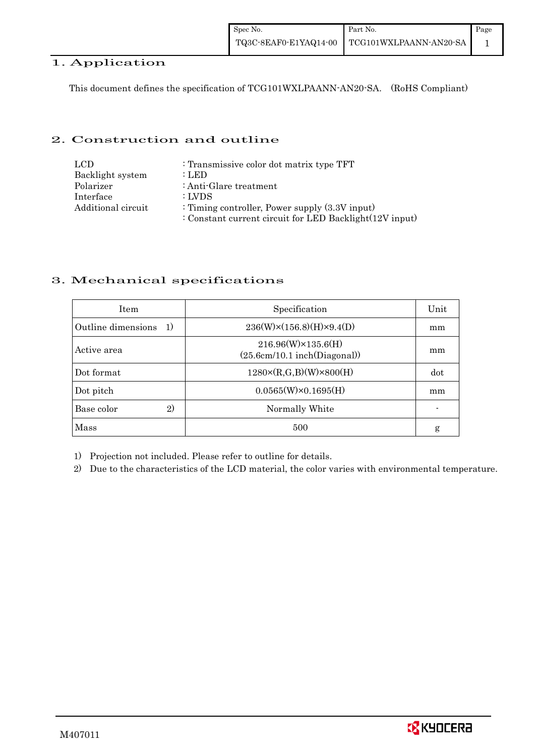# 1. Application

This document defines the specification of TCG101WXLPAANN-AN20-SA. (RoHS Compliant)

# 2. Construction and outline

| | |
|---|---|
| LCD | : Transmissive color dot matrix type TFT |
| Backlight system | : LED |
| Polarizer | : Anti-Glare treatment |
| Interface | : LVDS |
| Additional circuit | : Timing controller, Power supply (3.3V input) |
| | : Constant current circuit for LED Backlight(12V input) |

# 3. Mechanical specifications

| Item | Specification | Unit |
|---|---|---|
| Outline dimensions 1) | 236(W)×(156.8)(H)×9.4(D) | mm |
| Active area | 216.96(W)×135.6(H) (25.6cm/10.1 inch(Diagonal)) | mm |
| Dot format | 1280×(R,G,B)(W)×800(H) | dot |
| Dot pitch | 0.0565(W)×0.1695(H) | mm |
| Base color 2) | Normally White | - |
| Mass | 500 | g |

1) Projection not included. Please refer to outline for details.

2) Due to the characteristics of the LCD material, the color varies with environmental temperature.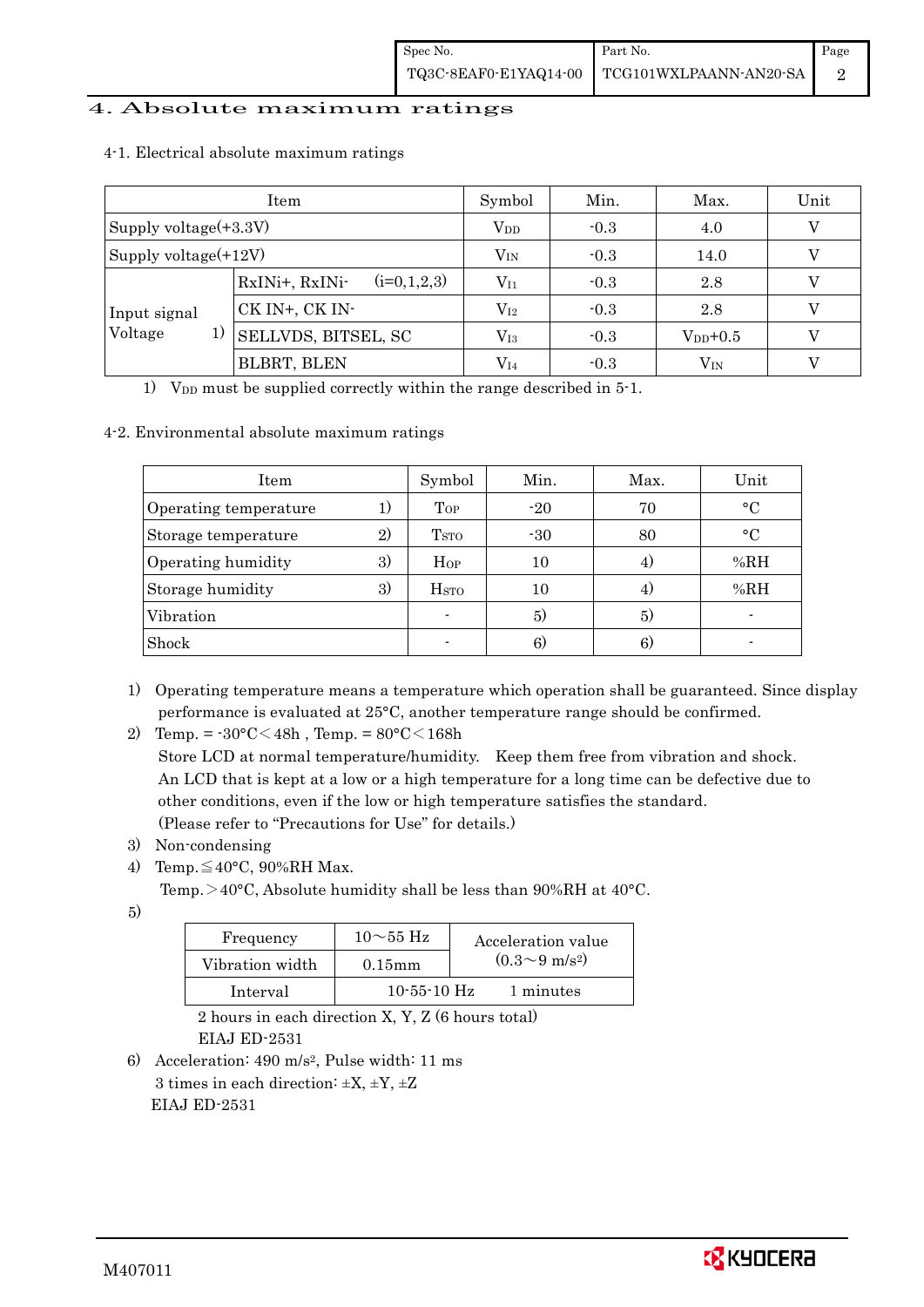# 4. Absolute maximum ratings

4-1. Electrical absolute maximum ratings

| Item | | Symbol | Min. | Max. | Unit |
|---|---|---|---|---|---|
| Supply voltage(+3.3V) | | $V_{DD}$ | -0.3 | 4.0 | V |
| Supply voltage(+12V) | | $V_{IN}$ | -0.3 | 14.0 | V |
| Input signal Voltage 1) | RxINi+, RxINi- (i=0,1,2,3) | $V_{I1}$ | -0.3 | 2.8 | V |
| | CK IN+, CK IN- | $V_{I2}$ | -0.3 | 2.8 | V |
| | SELLVDS, BITSEL, SC | $V_{I3}$ | -0.3 | $V_{DD}$+0.5 | V |
| | BLBRT, BLEN | $V_{I4}$ | -0.3 | $V_{IN}$ | V |

1) $V_{DD}$ must be supplied correctly within the range described in 5-1.

4-2. Environmental absolute maximum ratings

| Item | Symbol | Min. | Max. | Unit |
|---|---|---|---|---|
| Operating temperature 1) | $T_{OP}$ | -20 | 70 | °C |
| Storage temperature 2) | $T_{STO}$ | -30 | 80 | °C |
| Operating humidity 3) | $H_{OP}$ | 10 | 4) | %RH |
| Storage humidity 3) | $H_{STO}$ | 10 | 4) | %RH |
| Vibration | - | 5) | 5) | - |
| Shock | - | 6) | 6) | - |

1) Operating temperature means a temperature which operation shall be guaranteed. Since display performance is evaluated at 25°C, another temperature range should be confirmed.

2) Temp. = -30°C < 48h , Temp. = 80°C < 168h
Store LCD at normal temperature/humidity. Keep them free from vibration and shock.
An LCD that is kept at a low or a high temperature for a long time can be defective due to other conditions, even if the low or high temperature satisfies the standard.
(Please refer to "Precautions for Use" for details.)

3) Non-condensing

4) Temp.≦40°C, 90%RH Max.
Temp.>40°C, Absolute humidity shall be less than 90%RH at 40°C.

5)

| Frequency | 10～55 Hz | Acceleration value (0.3～9 m/s²) |
|---|---|---|
| Vibration width | 0.15mm | |
| Interval | 10-55-10 Hz | 1 minutes |

2 hours in each direction X, Y, Z (6 hours total)
EIAJ ED-2531

6) Acceleration: 490 m/s², Pulse width: 11 ms
3 times in each direction: ±X, ±Y, ±Z
EIAJ ED-2531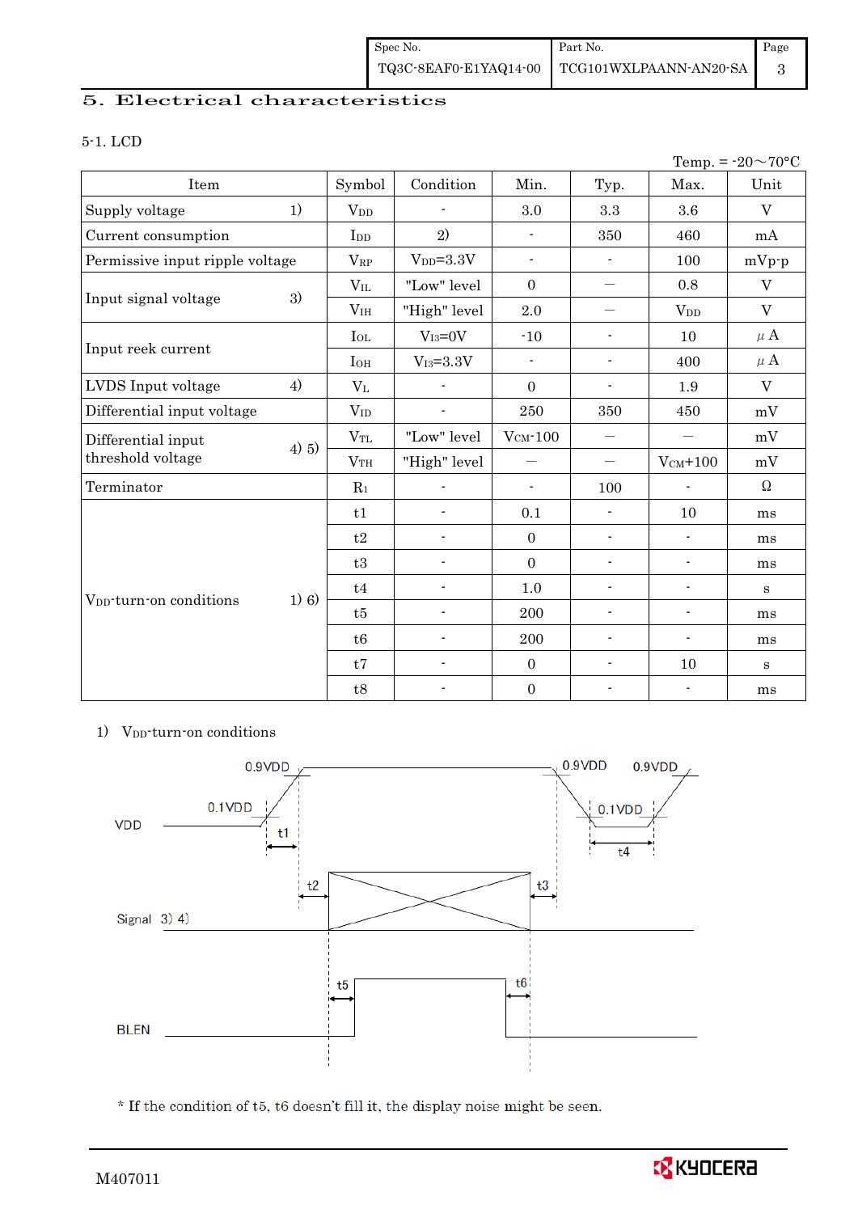## 5. Electrical characteristics

5-1. LCD

Temp. = -20～70°C

| Item | | Symbol | Condition | Min. | Typ. | Max. | Unit |
|---|---|---|---|---|---|---|---|
| Supply voltage | 1) | $V_{DD}$ | - | 3.0 | 3.3 | 3.6 | V |
| Current consumption | | $I_{DD}$ | 2) | - | 350 | 460 | mA |
| Permissive input ripple voltage | | $V_{RP}$ | $V_{DD}$=3.3V | - | - | 100 | mVp-p |
| Input signal voltage | 3) | $V_{IL}$ | "Low" level | 0 | — | 0.8 | V |
| | | $V_{IH}$ | "High" level | 2.0 | — | $V_{DD}$ | V |
| Input reek current | | $I_{OL}$ | $V_{I3}$=0V | -10 | - | 10 | μA |
| | | $I_{OH}$ | $V_{I3}$=3.3V | - | - | 400 | μA |
| LVDS Input voltage | 4) | $V_L$ | - | 0 | - | 1.9 | V |
| Differential input voltage | | $V_{ID}$ | - | 250 | 350 | 450 | mV |
| Differential input threshold voltage | 4) 5) | $V_{TL}$ | "Low" level | $V_{CM}$-100 | — | — | mV |
| | | $V_{TH}$ | "High" level | — | — | $V_{CM}$+100 | mV |
| Terminator | | $R_1$ | - | - | 100 | - | Ω |
| $V_{DD}$-turn-on conditions | 1) 6) | t1 | - | 0.1 | - | 10 | ms |
| | | t2 | - | 0 | - | - | ms |
| | | t3 | - | 0 | - | - | ms |
| | | t4 | - | 1.0 | - | - | s |
| | | t5 | - | 200 | - | - | ms |
| | | t6 | - | 200 | - | - | ms |
| | | t7 | - | 0 | - | 10 | s |
| | | t8 | - | 0 | - | - | ms |

1) $V_{DD}$-turn-on conditions

VDD, 0.9VDD, 0.1VDD, t1, t4, Signal 3) 4), t2, t3, BLEN, t5, t6

\* If the condition of t5, t6 doesn't fill it, the display noise might be seen.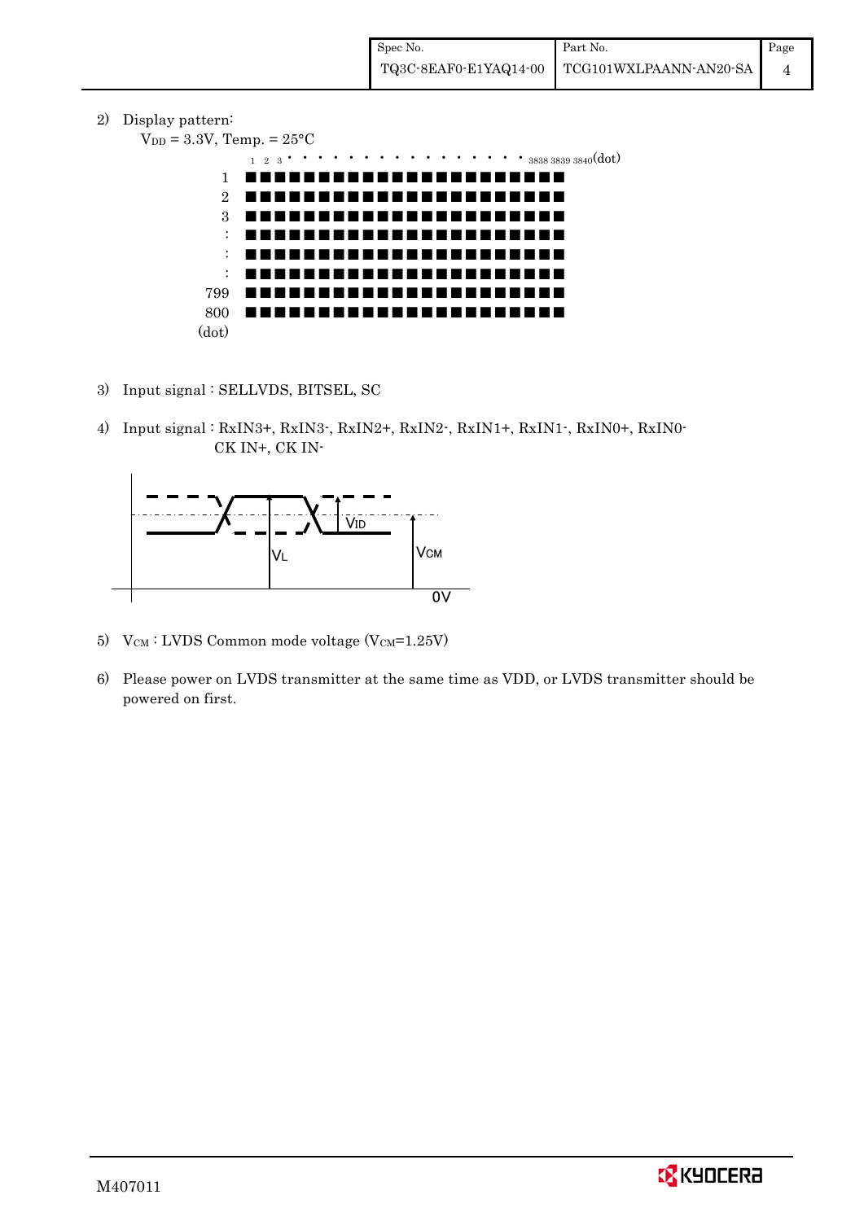2) Display pattern:

$V_{DD}$ = 3.3V, Temp. = 25°C

1 2 3 · · · · · · · · · · · · · · · · · 3838 3839 3840(dot)

1 ■■■■■■■■■■■■■■■■■■■■■■

2 ■■■■■■■■■■■■■■■■■■■■■■

3 ■■■■■■■■■■■■■■■■■■■■■■

: ■■■■■■■■■■■■■■■■■■■■■■

: ■■■■■■■■■■■■■■■■■■■■■■

: ■■■■■■■■■■■■■■■■■■■■■■

799 ■■■■■■■■■■■■■■■■■■■■■■

800 ■■■■■■■■■■■■■■■■■■■■■■

(dot)

3) Input signal : SELLVDS, BITSEL, SC

4) Input signal : RxIN3+, RxIN3-, RxIN2+, RxIN2-, RxIN1+, RxIN1-, RxIN0+, RxIN0-
CK IN+, CK IN-

$V_{ID}$

$V_L$

$V_{CM}$

0V

5) $V_{CM}$ : LVDS Common mode voltage ($V_{CM}$=1.25V)

6) Please power on LVDS transmitter at the same time as VDD, or LVDS transmitter should be powered on first.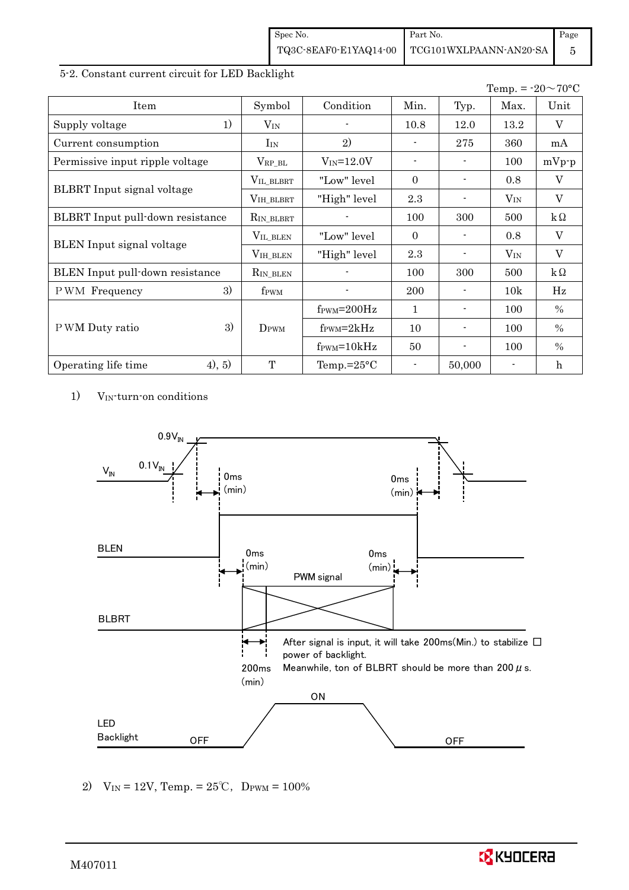5-2. Constant current circuit for LED Backlight

Temp. = -20～70°C

| Item | | Symbol | Condition | Min. | Typ. | Max. | Unit |
|---|---|---|---|---|---|---|---|
| Supply voltage | 1) | $V_{IN}$ | - | 10.8 | 12.0 | 13.2 | V |
| Current consumption | | $I_{IN}$ | 2) | - | 275 | 360 | mA |
| Permissive input ripple voltage | | $V_{RP\_BL}$ | $V_{IN}$=12.0V | - | - | 100 | mVp-p |
| BLBRT Input signal voltage | | $V_{IL\_BLBRT}$ | "Low" level | 0 | - | 0.8 | V |
| | | $V_{IH\_BLBRT}$ | "High" level | 2.3 | - | $V_{IN}$ | V |
| BLBRT Input pull-down resistance | | $R_{IN\_BLBRT}$ | - | 100 | 300 | 500 | kΩ |
| BLEN Input signal voltage | | $V_{IL\_BLEN}$ | "Low" level | 0 | - | 0.8 | V |
| | | $V_{IH\_BLEN}$ | "High" level | 2.3 | - | $V_{IN}$ | V |
| BLEN Input pull-down resistance | | $R_{IN\_BLEN}$ | - | 100 | 300 | 500 | kΩ |
| PWM Frequency | 3) | $f_{PWM}$ | - | 200 | - | 10k | Hz |
| PWM Duty ratio | 3) | $D_{PWM}$ | $f_{PWM}$=200Hz | 1 | - | 100 | % |
| | | | $f_{PWM}$=2kHz | 10 | - | 100 | % |
| | | | $f_{PWM}$=10kHz | 50 | - | 100 | % |
| Operating life time | 4), 5) | T | Temp.=25°C | - | 50,000 | - | h |

1) $V_{IN}$-turn-on conditions

$V_{IN}$: $0.1V_{IN}$, $0.9V_{IN}$; 0ms (min); 0ms (min)

BLEN: 0ms (min); 0ms (min)

BLBRT: PWM signal; 200ms (min)

After signal is input, it will take 200ms(Min.) to stabilize power of backlight.
Meanwhile, ton of BLBRT should be more than 200 μs.

LED Backlight: OFF, ON, OFF

2) $V_{IN}$ = 12V, Temp. = 25℃, $D_{PWM}$ = 100%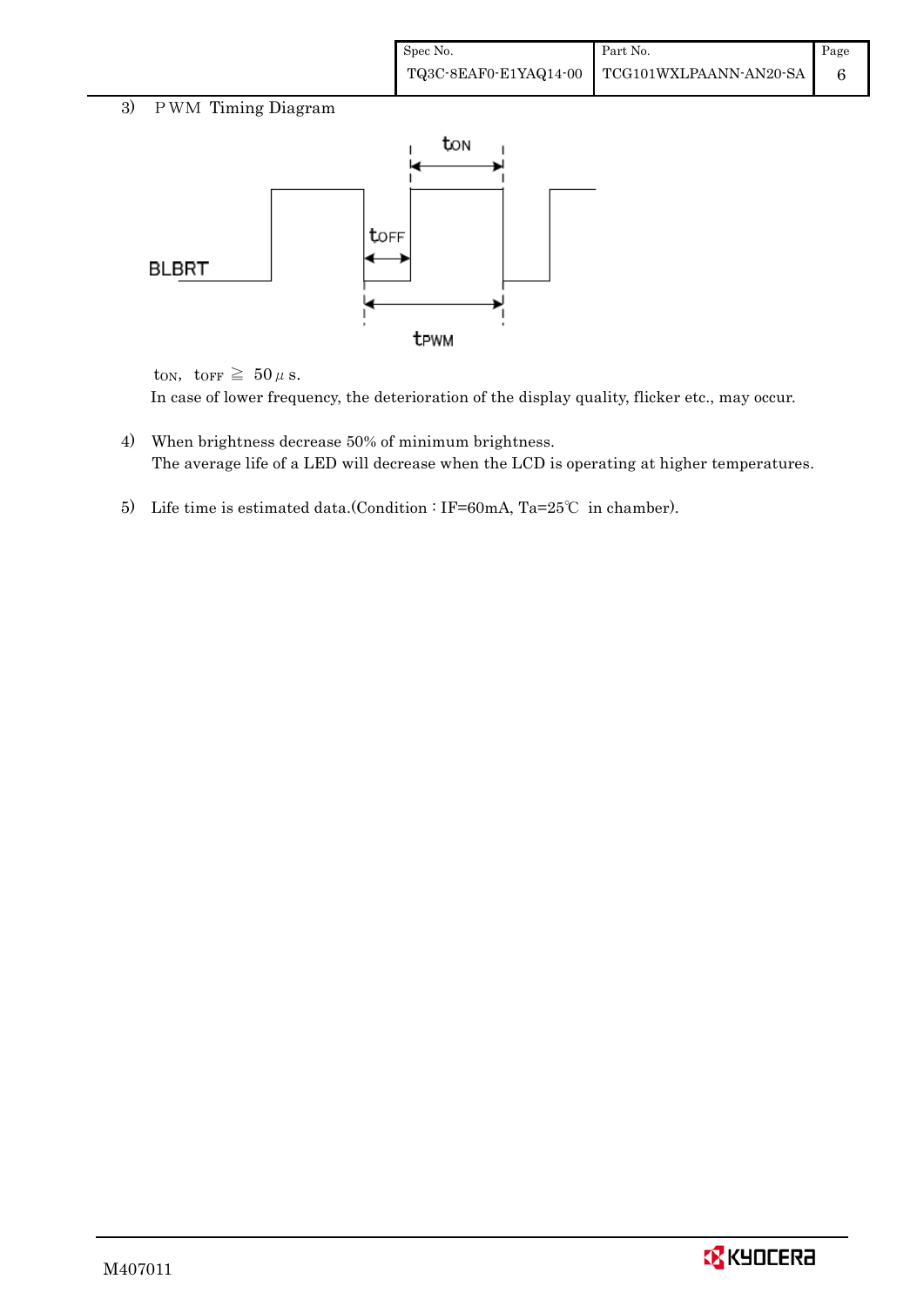3) PWM Timing Diagram

$t_{ON}$, $t_{OFF}$ ≧ 50$\mu$s.

In case of lower frequency, the deterioration of the display quality, flicker etc., may occur.

4) When brightness decrease 50% of minimum brightness.
The average life of a LED will decrease when the LCD is operating at higher temperatures.

5) Life time is estimated data.(Condition : IF=60mA, Ta=25℃ in chamber).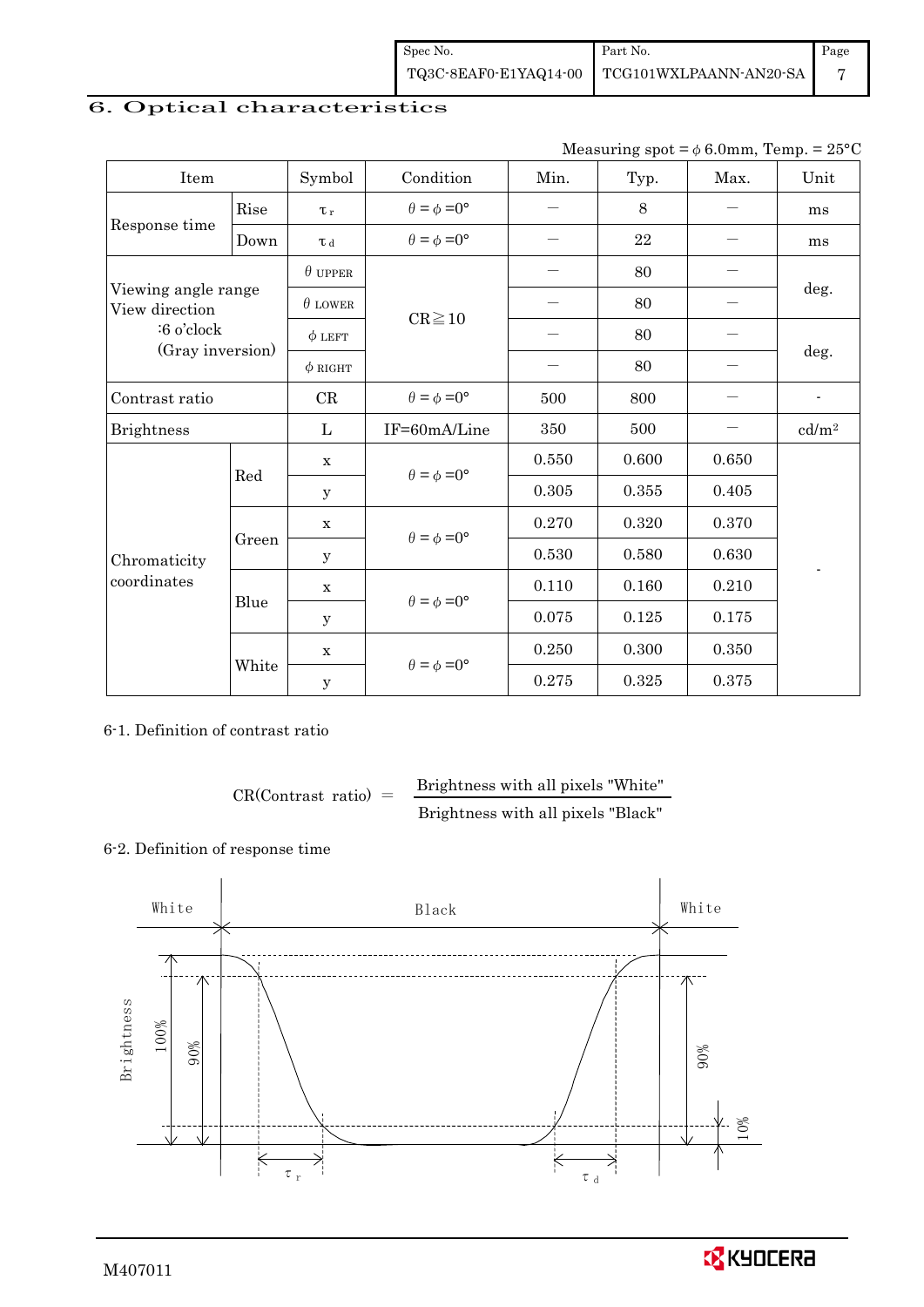## 6. Optical characteristics

Measuring spot = φ 6.0mm, Temp. = 25°C

| Item | | Symbol | Condition | Min. | Typ. | Max. | Unit |
|---|---|---|---|---|---|---|---|
| Response time | Rise | $\tau_r$ | $\theta = \phi = 0°$ | — | 8 | — | ms |
| | Down | $\tau_d$ | $\theta = \phi = 0°$ | — | 22 | — | ms |
| Viewing angle range View direction :6 o'clock (Gray inversion) | | $\theta$ UPPER | CR≧10 | — | 80 | — | deg. |
| | | $\theta$ LOWER | | — | 80 | — | |
| | | $\phi$ LEFT | | — | 80 | — | deg. |
| | | $\phi$ RIGHT | | — | 80 | — | |
| Contrast ratio | | CR | $\theta = \phi = 0°$ | 500 | 800 | — | - |
| Brightness | | L | IF=60mA/Line | 350 | 500 | — | cd/m² |
| Chromaticity coordinates | Red | x | $\theta = \phi = 0°$ | 0.550 | 0.600 | 0.650 | - |
| | | y | | 0.305 | 0.355 | 0.405 | |
| | Green | x | $\theta = \phi = 0°$ | 0.270 | 0.320 | 0.370 | |
| | | y | | 0.530 | 0.580 | 0.630 | |
| | Blue | x | $\theta = \phi = 0°$ | 0.110 | 0.160 | 0.210 | |
| | | y | | 0.075 | 0.125 | 0.175 | |
| | White | x | $\theta = \phi = 0°$ | 0.250 | 0.300 | 0.350 | |
| | | y | | 0.275 | 0.325 | 0.375 | |

6-1. Definition of contrast ratio

$$\text{CR(Contrast ratio)} = \frac{\text{Brightness with all pixels "White"}}{\text{Brightness with all pixels "Black"}}$$

6-2. Definition of response time

White Black White

Brightness 100% 90% 90% 10%

$\tau_r$ $\tau_d$

M407011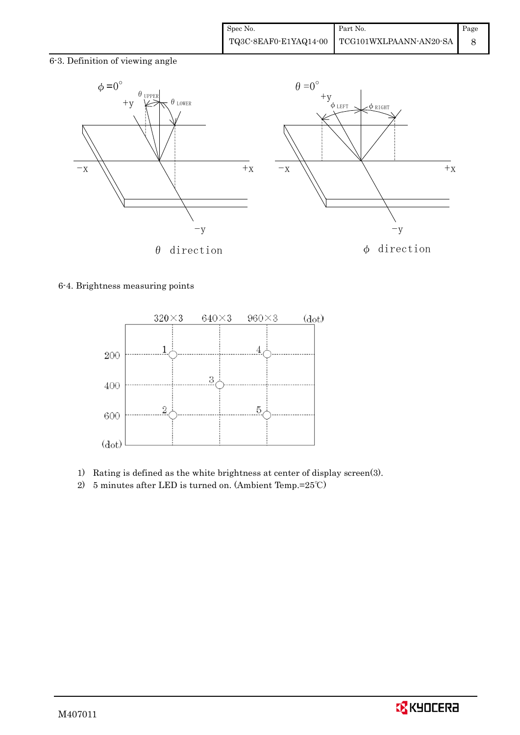## 6-3. Definition of viewing angle

$\phi = 0°$ — $\theta$ direction ($\theta_{UPPER}$, $\theta_{LOWER}$)

$\theta = 0°$ — $\phi$ direction ($\phi_{LEFT}$, $\phi_{RIGHT}$)

## 6-4. Brightness measuring points

| (dot) | 320×3 | 640×3 | 960×3 |
|---|---|---|---|
| 200 | 1 | | 4 |
| 400 | | 3 | |
| 600 | 2 | | 5 |

1) Rating is defined as the white brightness at center of display screen(3).
2) 5 minutes after LED is turned on. (Ambient Temp.=25℃)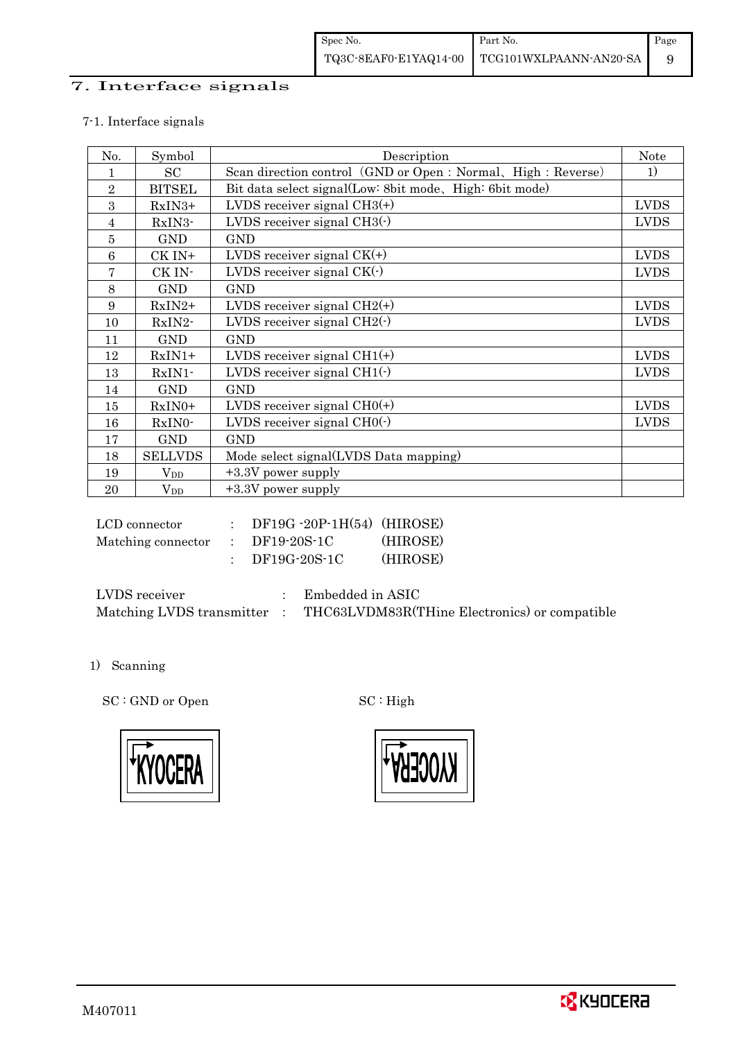# 7. Interface signals

7-1. Interface signals

| No. | Symbol | Description | Note |
|---|---|---|---|
| 1 | SC | Scan direction control（GND or Open : Normal、High : Reverse） | 1) |
| 2 | BITSEL | Bit data select signal(Low: 8bit mode、High: 6bit mode) | |
| 3 | RxIN3+ | LVDS receiver signal CH3(+) | LVDS |
| 4 | RxIN3- | LVDS receiver signal CH3(-) | LVDS |
| 5 | GND | GND | |
| 6 | CK IN+ | LVDS receiver signal CK(+) | LVDS |
| 7 | CK IN- | LVDS receiver signal CK(-) | LVDS |
| 8 | GND | GND | |
| 9 | RxIN2+ | LVDS receiver signal CH2(+) | LVDS |
| 10 | RxIN2- | LVDS receiver signal CH2(-) | LVDS |
| 11 | GND | GND | |
| 12 | RxIN1+ | LVDS receiver signal CH1(+) | LVDS |
| 13 | RxIN1- | LVDS receiver signal CH1(-) | LVDS |
| 14 | GND | GND | |
| 15 | RxIN0+ | LVDS receiver signal CH0(+) | LVDS |
| 16 | RxIN0- | LVDS receiver signal CH0(-) | LVDS |
| 17 | GND | GND | |
| 18 | SELLVDS | Mode select signal(LVDS Data mapping) | |
| 19 | $V_{DD}$ | +3.3V power supply | |
| 20 | $V_{DD}$ | +3.3V power supply | |

LCD connector : DF19G -20P-1H(54) (HIROSE)
Matching connector : DF19-20S-1C (HIROSE)
: DF19G-20S-1C (HIROSE)

LVDS receiver : Embedded in ASIC
Matching LVDS transmitter : THC63LVDM83R(THine Electronics) or compatible

1) Scanning

SC : GND or Open

SC : High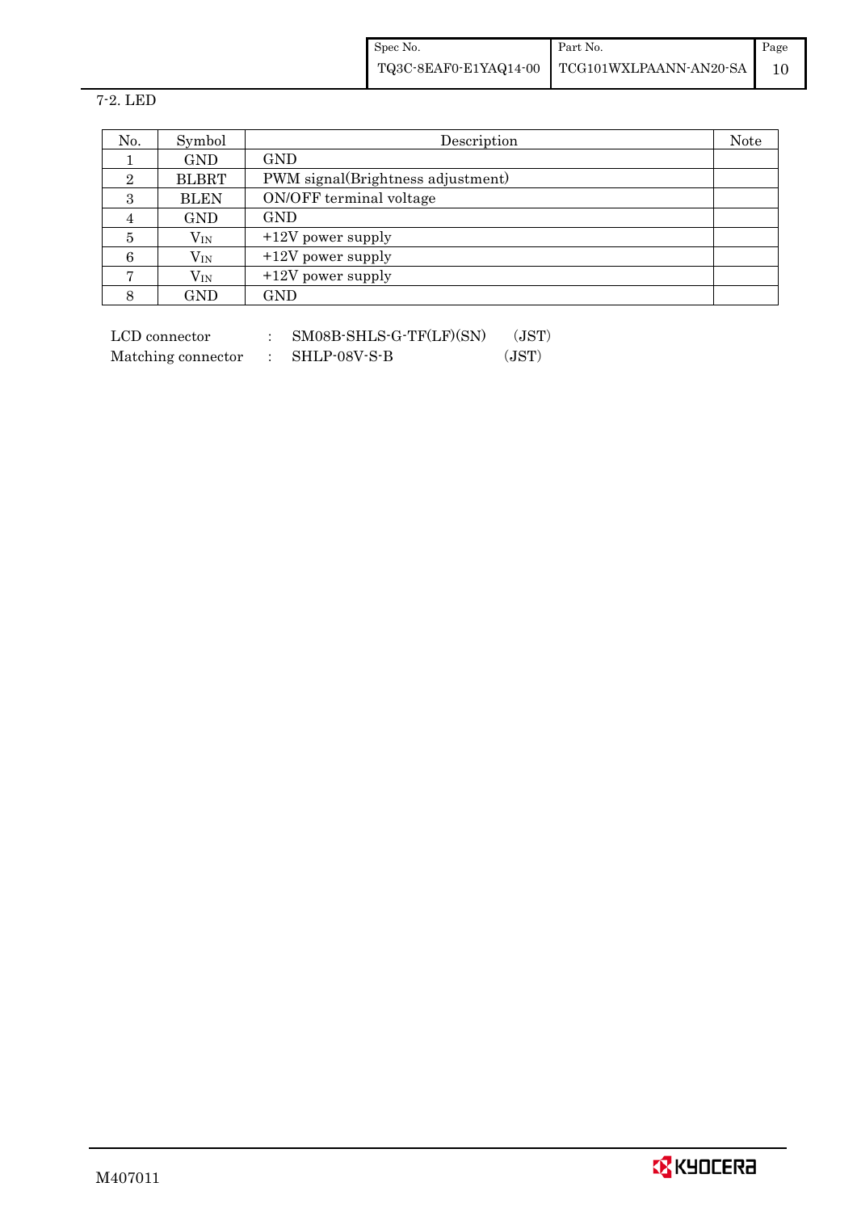7-2. LED

| No. | Symbol | Description | Note |
|---|---|---|---|
| 1 | GND | GND | |
| 2 | BLBRT | PWM signal(Brightness adjustment) | |
| 3 | BLEN | ON/OFF terminal voltage | |
| 4 | GND | GND | |
| 5 | $V_{IN}$ | +12V power supply | |
| 6 | $V_{IN}$ | +12V power supply | |
| 7 | $V_{IN}$ | +12V power supply | |
| 8 | GND | GND | |

LCD connector : SM08B-SHLS-G-TF(LF)(SN) (JST)
Matching connector : SHLP-08V-S-B (JST)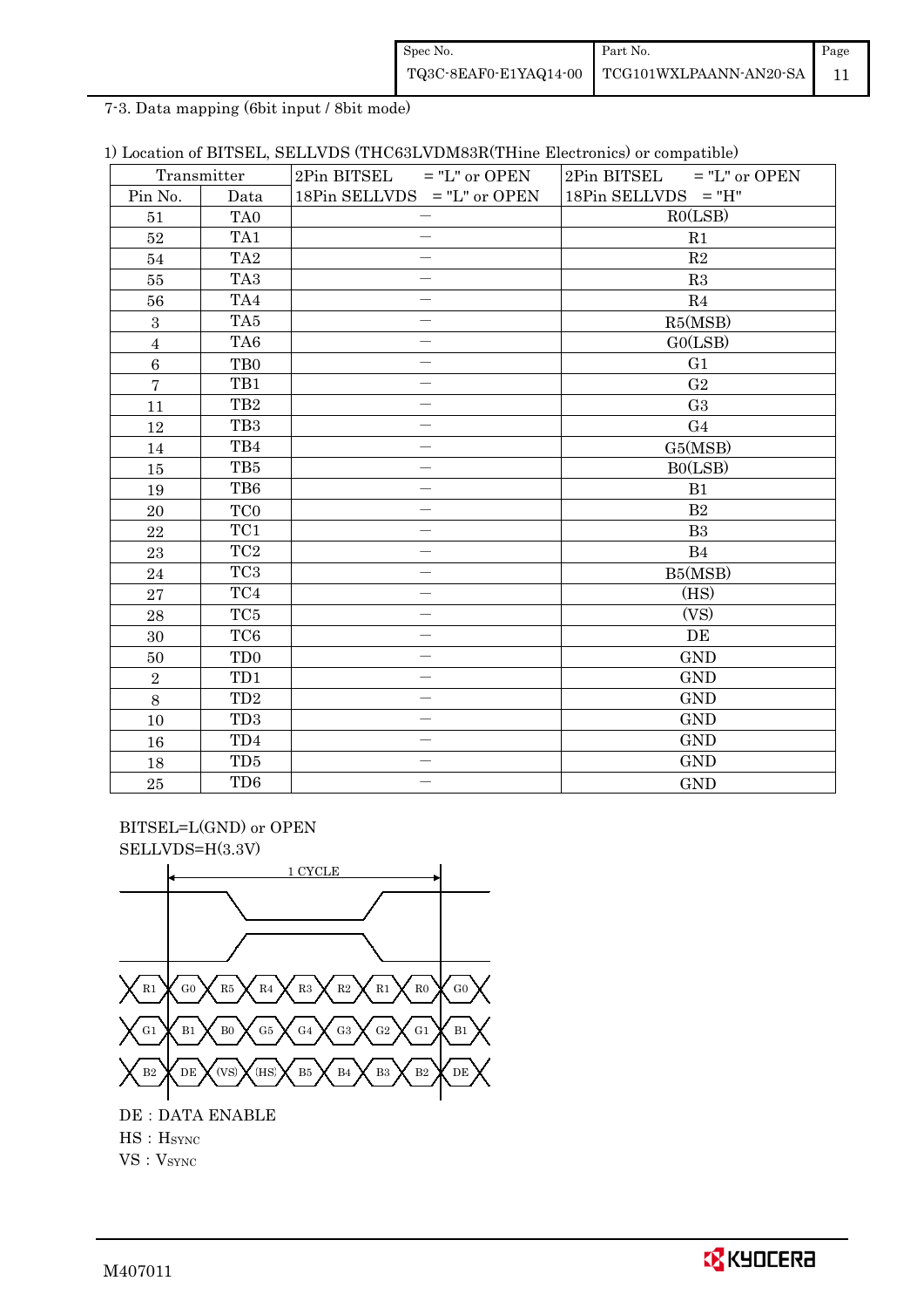7-3. Data mapping (6bit input / 8bit mode)

1) Location of BITSEL, SELLVDS (THC63LVDM83R(THine Electronics) or compatible)

| Transmitter | | 2Pin BITSEL = "L" or OPEN<br>18Pin SELLVDS = "L" or OPEN | 2Pin BITSEL = "L" or OPEN<br>18Pin SELLVDS = "H" |
|---|---|---|---|
| Pin No. | Data | | |
| 51 | TA0 | － | R0(LSB) |
| 52 | TA1 | － | R1 |
| 54 | TA2 | － | R2 |
| 55 | TA3 | － | R3 |
| 56 | TA4 | － | R4 |
| 3 | TA5 | － | R5(MSB) |
| 4 | TA6 | － | G0(LSB) |
| 6 | TB0 | － | G1 |
| 7 | TB1 | － | G2 |
| 11 | TB2 | － | G3 |
| 12 | TB3 | － | G4 |
| 14 | TB4 | － | G5(MSB) |
| 15 | TB5 | － | B0(LSB) |
| 19 | TB6 | － | B1 |
| 20 | TC0 | － | B2 |
| 22 | TC1 | － | B3 |
| 23 | TC2 | － | B4 |
| 24 | TC3 | － | B5(MSB) |
| 27 | TC4 | － | (HS) |
| 28 | TC5 | － | (VS) |
| 30 | TC6 | － | DE |
| 50 | TD0 | － | GND |
| 2 | TD1 | － | GND |
| 8 | TD2 | － | GND |
| 10 | TD3 | － | GND |
| 16 | TD4 | － | GND |
| 18 | TD5 | － | GND |
| 25 | TD6 | － | GND |

BITSEL=L(GND) or OPEN
SELLVDS=H(3.3V)

1 CYCLE

| R1 | G0 | R5 | R4 | R3 | R2 | R1 | R0 | G0 |
|---|---|---|---|---|---|---|---|---|
| G1 | B1 | B0 | G5 | G4 | G3 | G2 | G1 | B1 |
| B2 | DE | (VS) | (HS) | B5 | B4 | B3 | B2 | DE |

DE : DATA ENABLE
HS : HSYNC
VS : VSYNC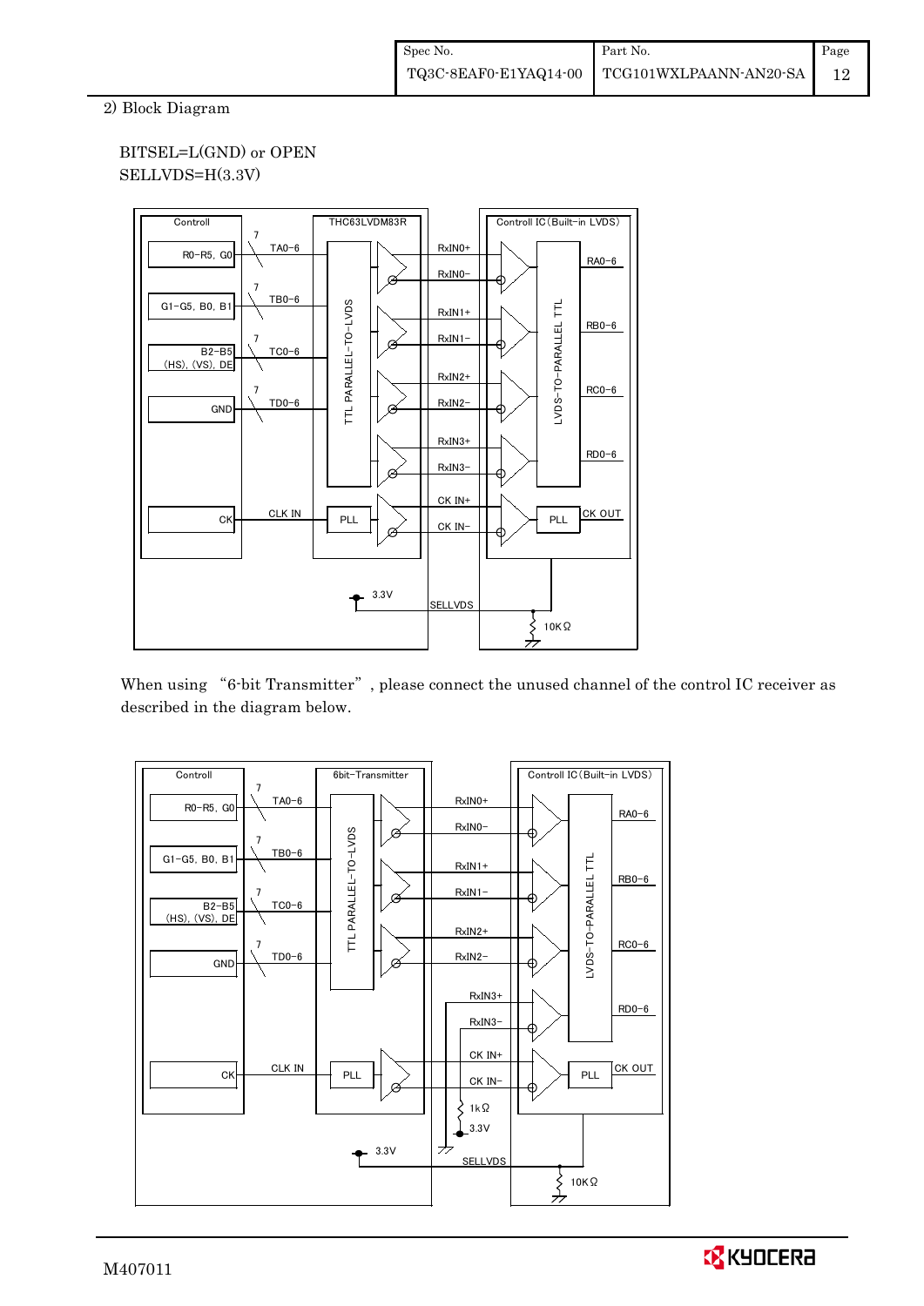2) Block Diagram

BITSEL=L(GND) or OPEN
SELLVDS=H(3.3V)

When using "6-bit Transmitter", please connect the unused channel of the control IC receiver as described in the diagram below.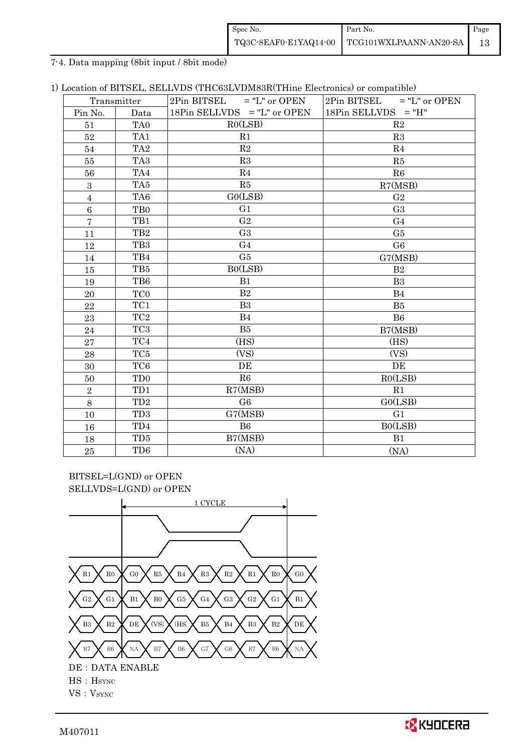7-4. Data mapping (8bit input / 8bit mode)

1) Location of BITSEL, SELLVDS (THC63LVDM83R(THine Electronics) or compatible)

| Transmitter | | 2Pin BITSEL = "L" or OPEN<br>18Pin SELLVDS = "L" or OPEN | 2Pin BITSEL = "L" or OPEN<br>18Pin SELLVDS = "H" |
|---|---|---|---|
| Pin No. | Data | | |
| 51 | TA0 | R0(LSB) | R2 |
| 52 | TA1 | R1 | R3 |
| 54 | TA2 | R2 | R4 |
| 55 | TA3 | R3 | R5 |
| 56 | TA4 | R4 | R6 |
| 3 | TA5 | R5 | R7(MSB) |
| 4 | TA6 | G0(LSB) | G2 |
| 6 | TB0 | G1 | G3 |
| 7 | TB1 | G2 | G4 |
| 11 | TB2 | G3 | G5 |
| 12 | TB3 | G4 | G6 |
| 14 | TB4 | G5 | G7(MSB) |
| 15 | TB5 | B0(LSB) | B2 |
| 19 | TB6 | B1 | B3 |
| 20 | TC0 | B2 | B4 |
| 22 | TC1 | B3 | B5 |
| 23 | TC2 | B4 | B6 |
| 24 | TC3 | B5 | B7(MSB) |
| 27 | TC4 | (HS) | (HS) |
| 28 | TC5 | (VS) | (VS) |
| 30 | TC6 | DE | DE |
| 50 | TD0 | R6 | R0(LSB) |
| 2 | TD1 | R7(MSB) | R1 |
| 8 | TD2 | G6 | G0(LSB) |
| 10 | TD3 | G7(MSB) | G1 |
| 16 | TD4 | B6 | B0(LSB) |
| 18 | TD5 | B7(MSB) | B1 |
| 25 | TD6 | (NA) | (NA) |

BITSEL=L(GND) or OPEN
SELLVDS=L(GND) or OPEN

1 CYCLE

| | | | | | | | | | |
|---|---|---|---|---|---|---|---|---|---|
| R1 | R0 | G0 | R5 | R4 | R3 | R2 | R1 | R0 | G0 |
| G2 | G1 | B1 | B0 | G5 | G4 | G3 | G2 | G1 | B1 |
| B3 | B2 | DE | (VS) | (HS) | B5 | B4 | B3 | B2 | DE |
| R7 | R6 | NA | B7 | B6 | G7 | G6 | R7 | R6 | NA |

DE : DATA ENABLE

HS : HSYNC

VS : VSYNC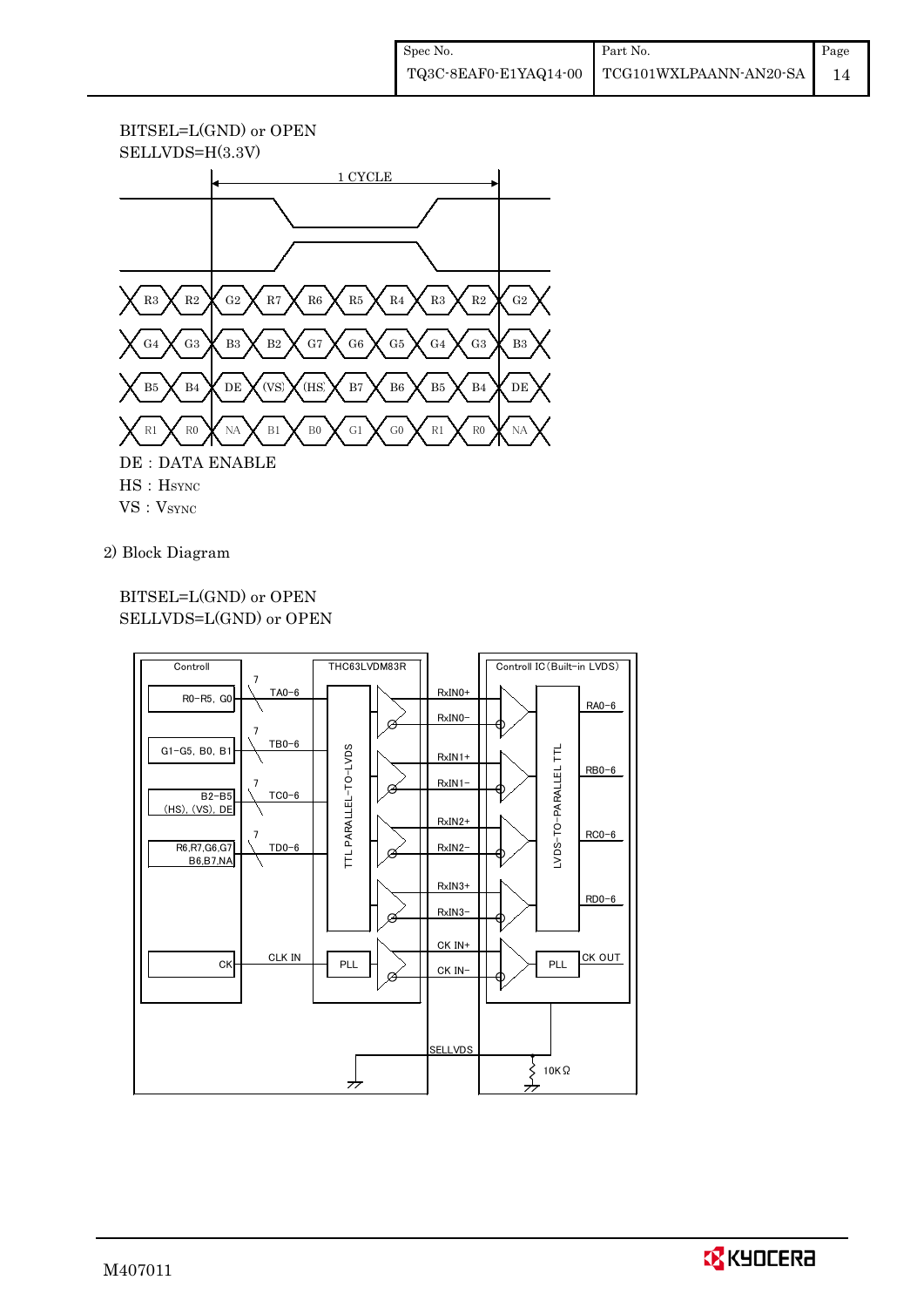BITSEL=L(GND) or OPEN
SELLVDS=H(3.3V)

1 CYCLE

| R3 | R2 | G2 | R7 | R6 | R5 | R4 | R3 | R2 | G2 |
|---|---|---|---|---|---|---|---|---|---|
| G4 | G3 | B3 | B2 | G7 | G6 | G5 | G4 | G3 | B3 |
| B5 | B4 | DE | (VS) | (HS) | B7 | B6 | B5 | B4 | DE |
| R1 | R0 | NA | B1 | B0 | G1 | G0 | R1 | R0 | NA |

DE : DATA ENABLE
HS : HSYNC
VS : VSYNC

2) Block Diagram

BITSEL=L(GND) or OPEN
SELLVDS=L(GND) or OPEN

Controll: R0−R5, G0 → TA0−6 (7); G1−G5, B0, B1 → TB0−6 (7); B2−B5 (HS), (VS), DE → TC0−6 (7); R6,R7,G6,G7 B6,B7,NA → TD0−6 (7); CK → CLK IN

THC63LVDM83R: TTL PARALLEL-TO-LVDS, PLL

RxIN0+, RxIN0−, RxIN1+, RxIN1−, RxIN2+, RxIN2−, RxIN3+, RxIN3−, CK IN+, CK IN−

Controll IC (Built-in LVDS): LVDS-TO-PARALLEL TTL → RA0−6, RB0−6, RC0−6, RD0−6; PLL → CK OUT

SELLVDS, 10KΩ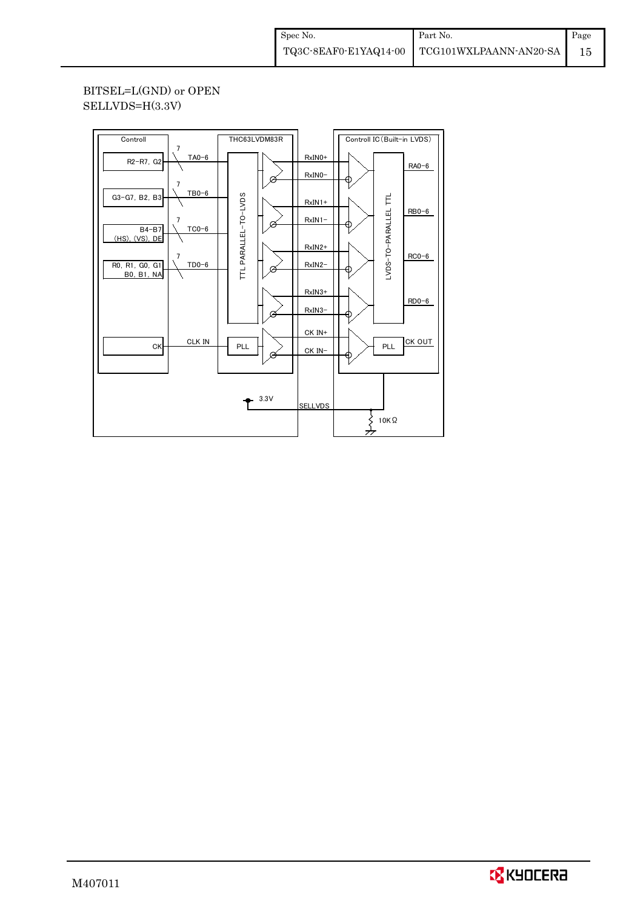BITSEL=L(GND) or OPEN
SELLVDS=H(3.3V)

Controll | THC63LVDM83R | Controll IC (Built-in LVDS)

- R2−R7, G2 — 7 — TA0−6
- G3−G7, B2, B3 — 7 — TB0−6
- B4−B7 (HS), (VS), DE — 7 — TC0−6
- R0, R1, G0, G1 B0, B1, NA — 7 — TD0−6
- CK — CLK IN — PLL

TTL PARALLEL−TO−LVDS

RxIN0+, RxIN0−, RxIN1+, RxIN1−, RxIN2+, RxIN2−, RxIN3+, RxIN3−, CK IN+, CK IN−

LVDS−TO−PARALLEL TTL

RA0−6, RB0−6, RC0−6, RD0−6, PLL, CK OUT

3.3V — SELLVDS — 10KΩ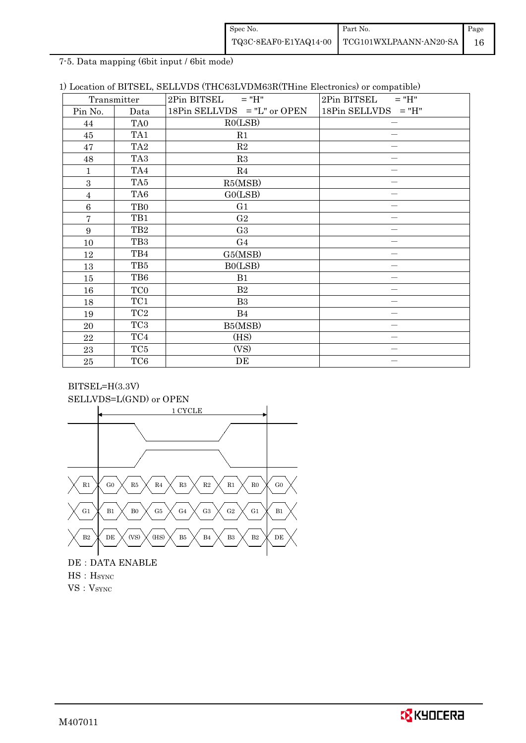7-5. Data mapping (6bit input / 6bit mode)

1) Location of BITSEL, SELLVDS (THC63LVDM63R(THine Electronics) or compatible)

| Transmitter | | 2Pin BITSEL = "H"<br>18Pin SELLVDS = "L" or OPEN | 2Pin BITSEL = "H"<br>18Pin SELLVDS = "H" |
|---|---|---|---|
| Pin No. | Data | | |
| 44 | TA0 | R0(LSB) | — |
| 45 | TA1 | R1 | — |
| 47 | TA2 | R2 | — |
| 48 | TA3 | R3 | — |
| 1 | TA4 | R4 | — |
| 3 | TA5 | R5(MSB) | — |
| 4 | TA6 | G0(LSB) | — |
| 6 | TB0 | G1 | — |
| 7 | TB1 | G2 | — |
| 9 | TB2 | G3 | — |
| 10 | TB3 | G4 | — |
| 12 | TB4 | G5(MSB) | — |
| 13 | TB5 | B0(LSB) | — |
| 15 | TB6 | B1 | — |
| 16 | TC0 | B2 | — |
| 18 | TC1 | B3 | — |
| 19 | TC2 | B4 | — |
| 20 | TC3 | B5(MSB) | — |
| 22 | TC4 | (HS) | — |
| 23 | TC5 | (VS) | — |
| 25 | TC6 | DE | — |

BITSEL=H(3.3V)
SELLVDS=L(GND) or OPEN

1 CYCLE

R1 | G0 | R5 | R4 | R3 | R2 | R1 | R0 | G0

G1 | B1 | B0 | G5 | G4 | G3 | G2 | G1 | B1

B2 | DE | (VS) | (HS) | B5 | B4 | B3 | B2 | DE

DE : DATA ENABLE
HS : $H_{SYNC}$
VS : $V_{SYNC}$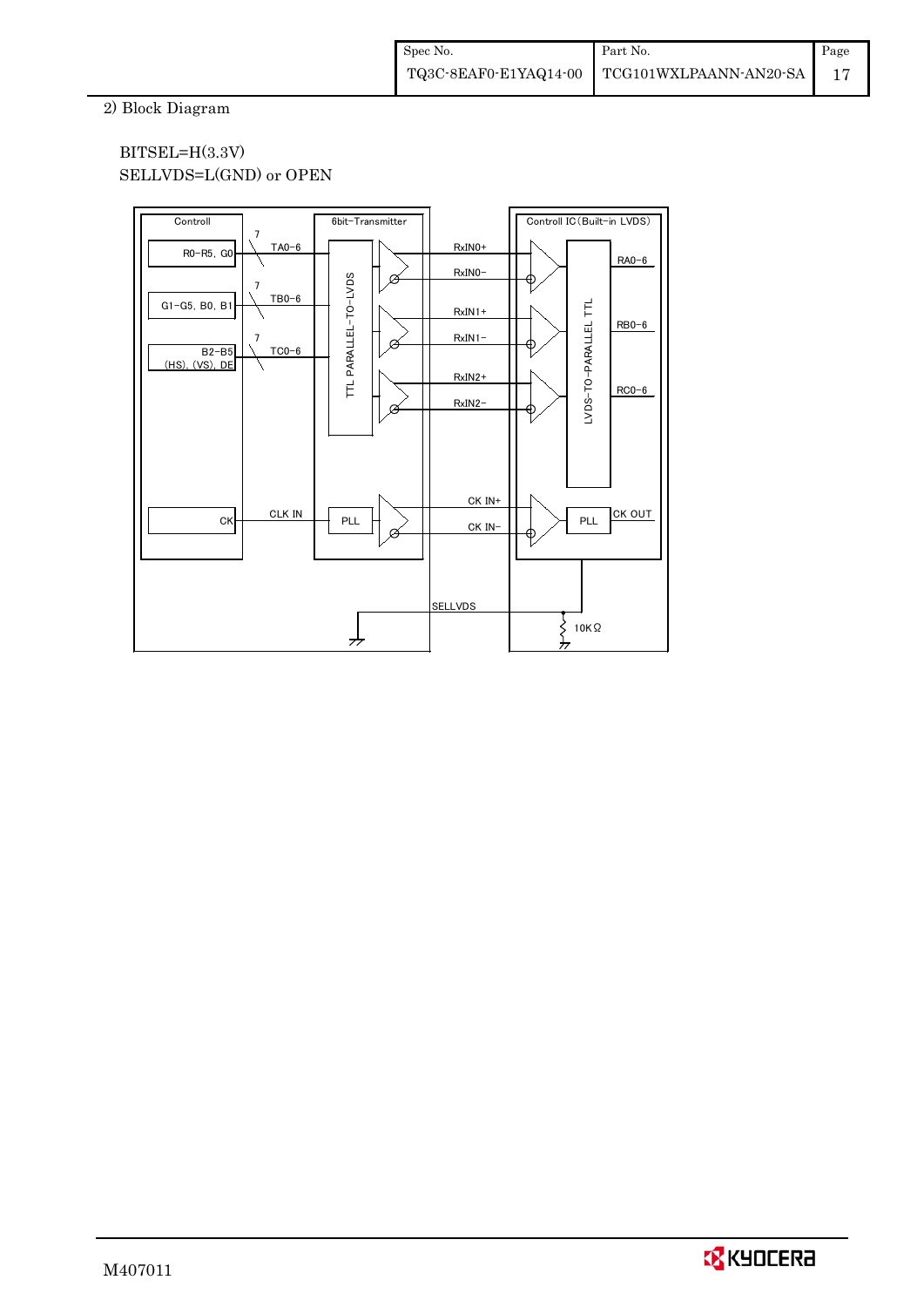2) Block Diagram

BITSEL=H(3.3V)
SELLVDS=L(GND) or OPEN

Controll
R0−R5, G0 — 7 — TA0−6
G1−G5, B0, B1 — 7 — TB0−6
B2−B5 (HS), (VS), DE — 7 — TC0−6
CK — CLK IN

6bit−Transmitter
TTL PARALLEL−TO−LVDS
PLL

RxIN0+
RxIN0−
RxIN1+
RxIN1−
RxIN2+
RxIN2−
CK IN+
CK IN−

Controll IC (Built−in LVDS)
LVDS−TO−PARALLEL TTL
RA0−6
RB0−6
RC0−6
PLL
CK OUT

SELLVDS
10KΩ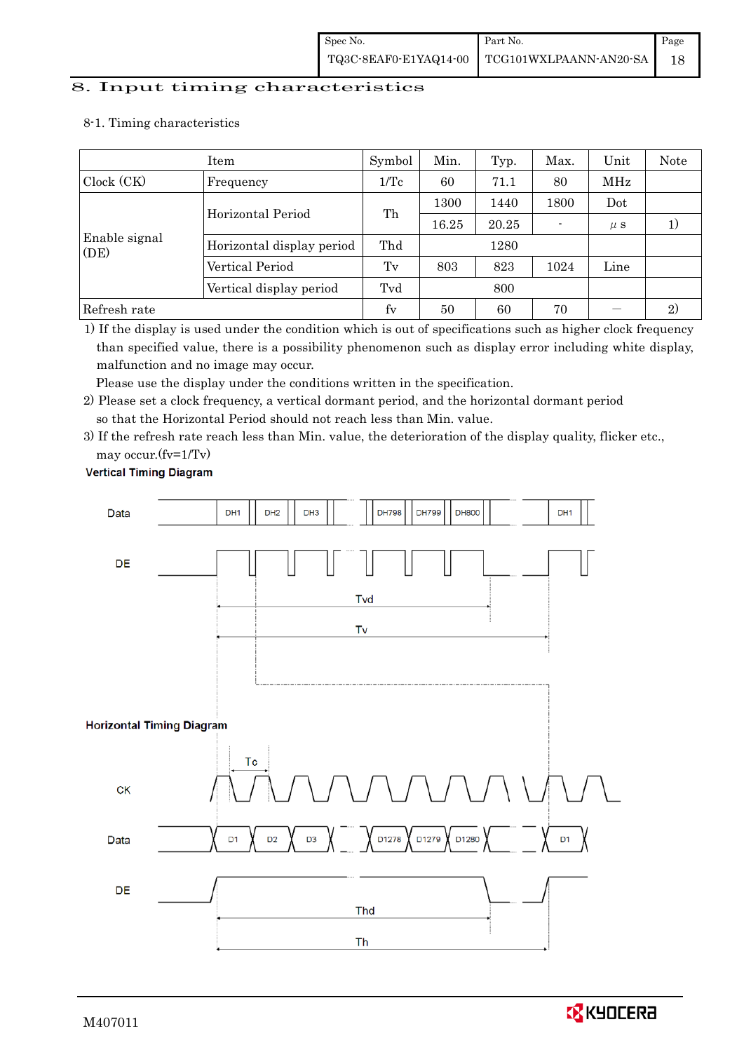# 8. Input timing characteristics

8-1. Timing characteristics

| Item | | Symbol | Min. | Typ. | Max. | Unit | Note |
|---|---|---|---|---|---|---|---|
| Clock (CK) | Frequency | 1/Tc | 60 | 71.1 | 80 | MHz | |
| Enable signal (DE) | Horizontal Period | Th | 1300 | 1440 | 1800 | Dot | |
| | | | 16.25 | 20.25 | - | μs | 1) |
| | Horizontal display period | Thd | | 1280 | | | |
| | Vertical Period | Tv | 803 | 823 | 1024 | Line | |
| | Vertical display period | Tvd | | 800 | | | |
| Refresh rate | | fv | 50 | 60 | 70 | — | 2) |

1) If the display is used under the condition which is out of specifications such as higher clock frequency than specified value, there is a possibility phenomenon such as display error including white display, malfunction and no image may occur.
   Please use the display under the conditions written in the specification.

2) Please set a clock frequency, a vertical dormant period, and the horizontal dormant period so that the Horizontal Period should not reach less than Min. value.

3) If the refresh rate reach less than Min. value, the deterioration of the display quality, flicker etc., may occur.(fv=1/Tv)

**Vertical Timing Diagram**

Data: DH1, DH2, DH3, ..., DH798, DH799, DH800, ..., DH1

DE

Tvd

Tv

**Horizontal Timing Diagram**

Tc

CK

Data: D1, D2, D3, ..., D1278, D1279, D1280, ..., D1

DE

Thd

Th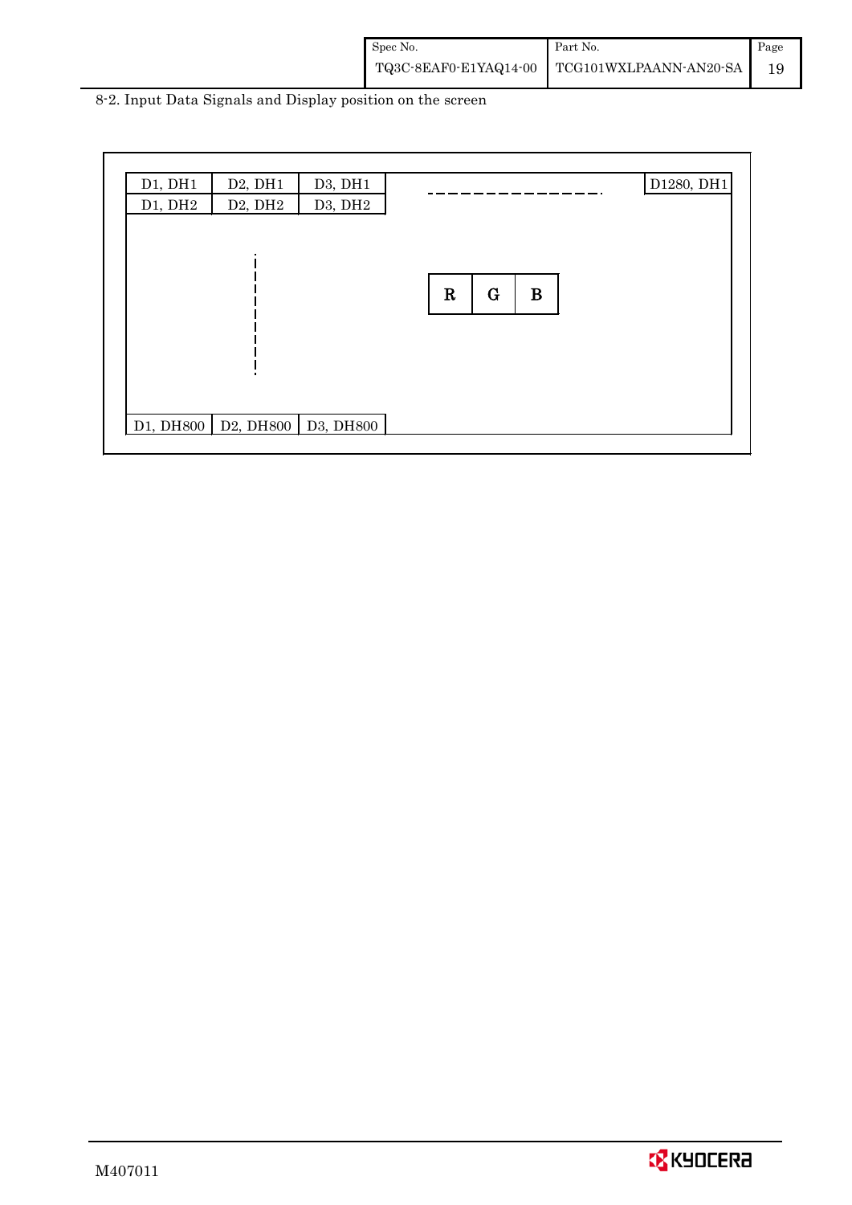8-2. Input Data Signals and Display position on the screen

| D1, DH1 | D2, DH1 | D3, DH1 | ----------- | D1280, DH1 |
|---|---|---|---|---|
| D1, DH2 | D2, DH2 | D3, DH2 | | |
| | ⋮ | | R G B | |
| D1, DH800 | D2, DH800 | D3, DH800 | | |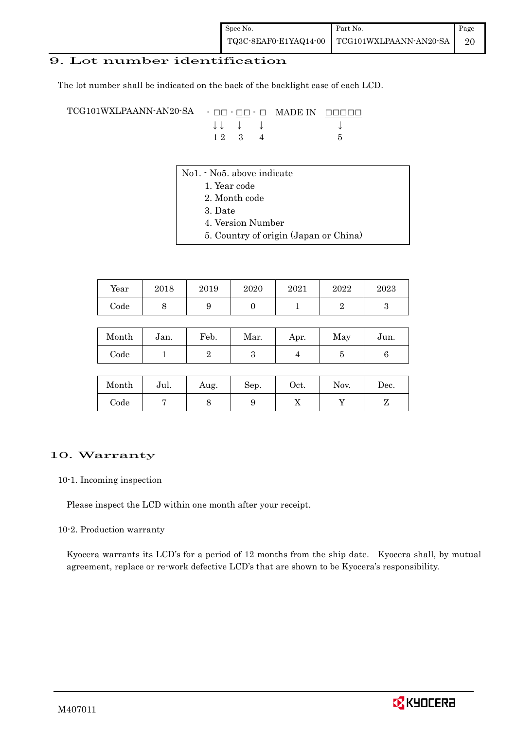## 9. Lot number identification

The lot number shall be indicated on the back of the backlight case of each LCD.

```
TCG101WXLPAANN-AN20-SA   - □□ - □□ - □   MADE IN  □□□□□
                            ↓↓    ↓    ↓              ↓
                            1 2   3    4              5
```

No1. - No5. above indicate
1. Year code
2. Month code
3. Date
4. Version Number
5. Country of origin (Japan or China)

| Year | 2018 | 2019 | 2020 | 2021 | 2022 | 2023 |
|---|---|---|---|---|---|---|
| Code | 8 | 9 | 0 | 1 | 2 | 3 |

| Month | Jan. | Feb. | Mar. | Apr. | May | Jun. |
|---|---|---|---|---|---|---|
| Code | 1 | 2 | 3 | 4 | 5 | 6 |

| Month | Jul. | Aug. | Sep. | Oct. | Nov. | Dec. |
|---|---|---|---|---|---|---|
| Code | 7 | 8 | 9 | X | Y | Z |

## 10. Warranty

10-1. Incoming inspection

Please inspect the LCD within one month after your receipt.

10-2. Production warranty

Kyocera warrants its LCD's for a period of 12 months from the ship date. Kyocera shall, by mutual agreement, replace or re-work defective LCD's that are shown to be Kyocera's responsibility.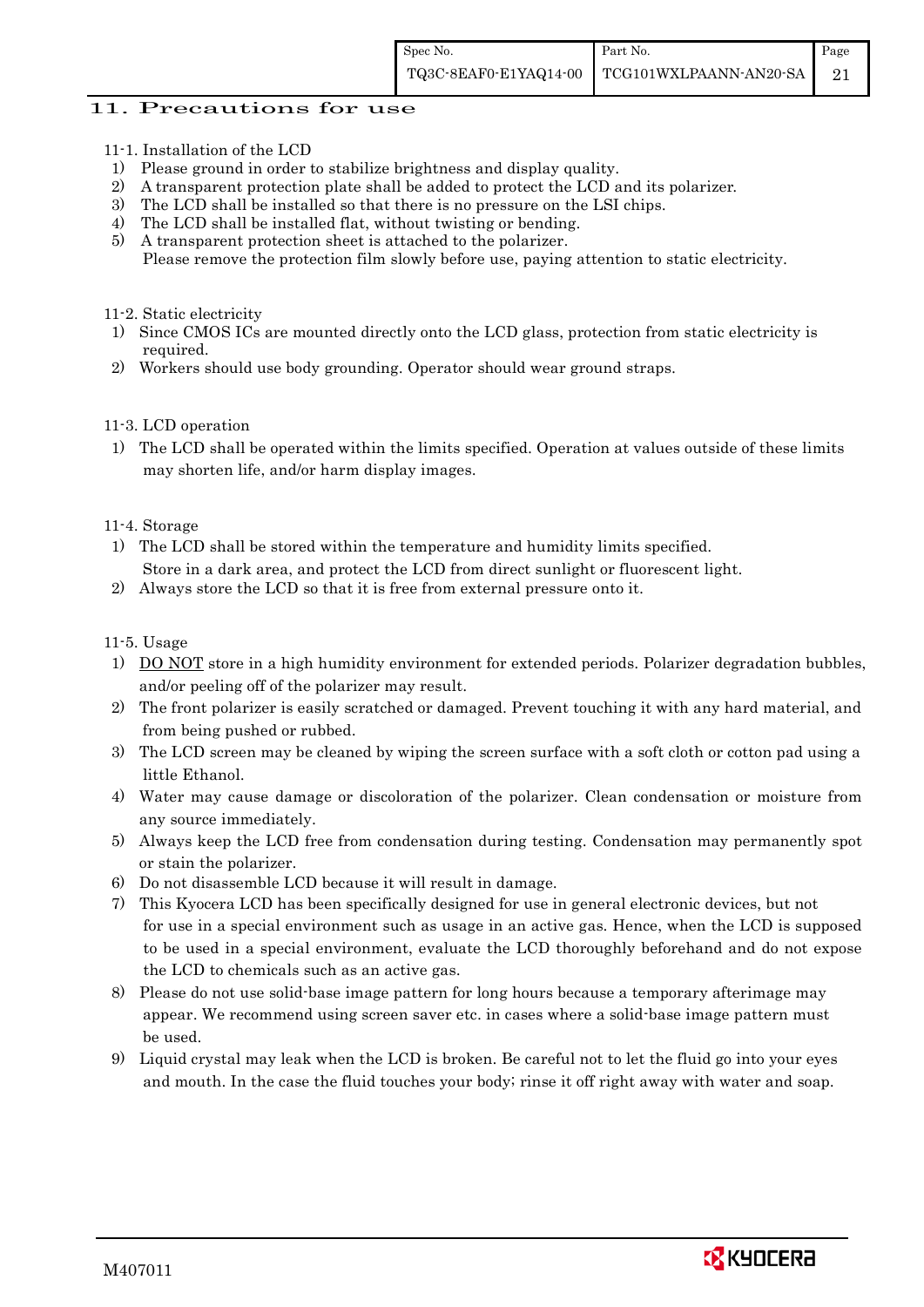# 11. Precautions for use

11-1. Installation of the LCD

1) Please ground in order to stabilize brightness and display quality.
2) A transparent protection plate shall be added to protect the LCD and its polarizer.
3) The LCD shall be installed so that there is no pressure on the LSI chips.
4) The LCD shall be installed flat, without twisting or bending.
5) A transparent protection sheet is attached to the polarizer.
   Please remove the protection film slowly before use, paying attention to static electricity.

11-2. Static electricity

1) Since CMOS ICs are mounted directly onto the LCD glass, protection from static electricity is required.
2) Workers should use body grounding. Operator should wear ground straps.

11-3. LCD operation

1) The LCD shall be operated within the limits specified. Operation at values outside of these limits may shorten life, and/or harm display images.

11-4. Storage

1) The LCD shall be stored within the temperature and humidity limits specified.
   Store in a dark area, and protect the LCD from direct sunlight or fluorescent light.
2) Always store the LCD so that it is free from external pressure onto it.

11-5. Usage

1) DO NOT store in a high humidity environment for extended periods. Polarizer degradation bubbles, and/or peeling off of the polarizer may result.
2) The front polarizer is easily scratched or damaged. Prevent touching it with any hard material, and from being pushed or rubbed.
3) The LCD screen may be cleaned by wiping the screen surface with a soft cloth or cotton pad using a little Ethanol.
4) Water may cause damage or discoloration of the polarizer. Clean condensation or moisture from any source immediately.
5) Always keep the LCD free from condensation during testing. Condensation may permanently spot or stain the polarizer.
6) Do not disassemble LCD because it will result in damage.
7) This Kyocera LCD has been specifically designed for use in general electronic devices, but not for use in a special environment such as usage in an active gas. Hence, when the LCD is supposed to be used in a special environment, evaluate the LCD thoroughly beforehand and do not expose the LCD to chemicals such as an active gas.
8) Please do not use solid-base image pattern for long hours because a temporary afterimage may appear. We recommend using screen saver etc. in cases where a solid-base image pattern must be used.
9) Liquid crystal may leak when the LCD is broken. Be careful not to let the fluid go into your eyes and mouth. In the case the fluid touches your body; rinse it off right away with water and soap.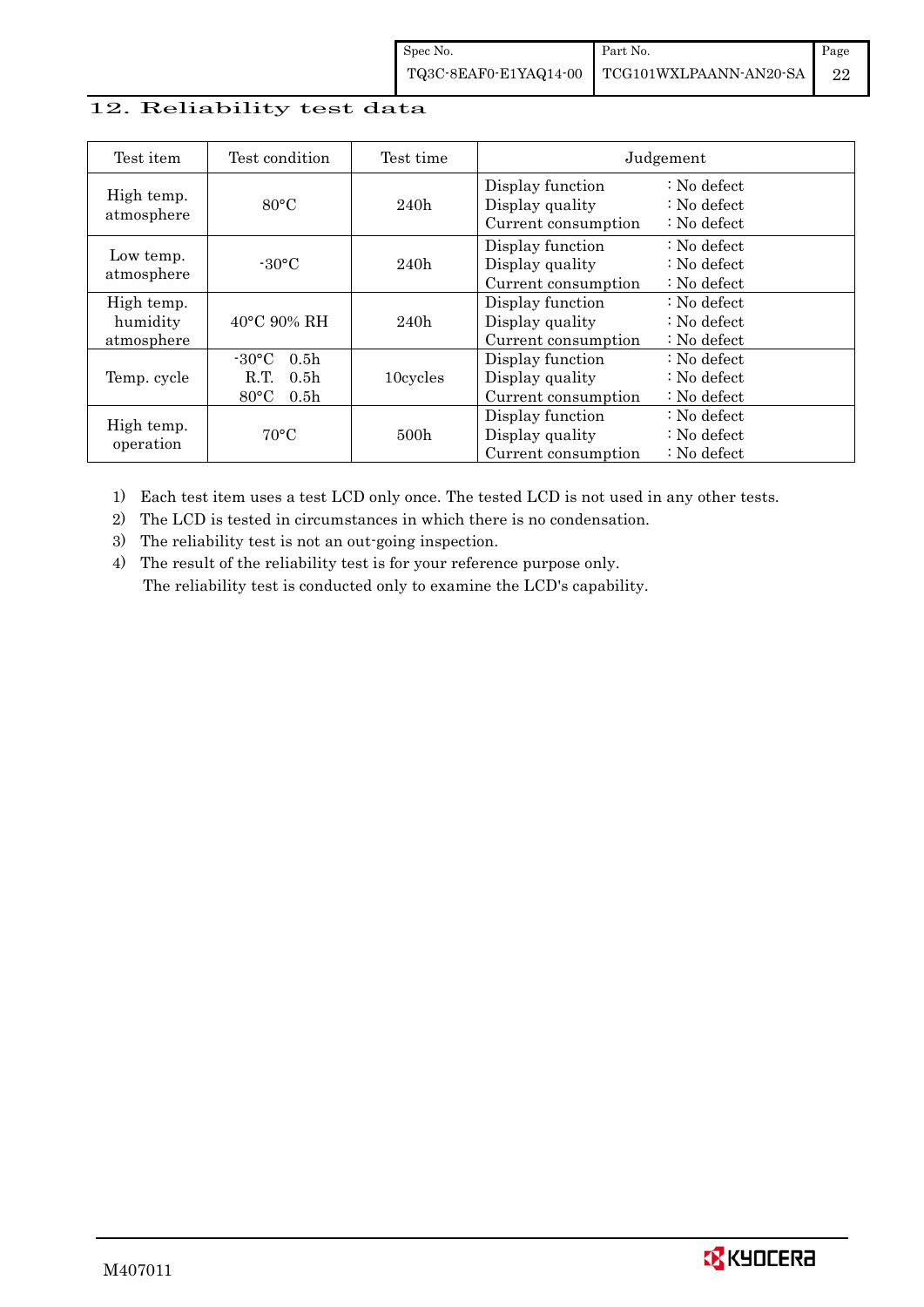## 12. Reliability test data

| Test item | Test condition | Test time | Judgement |
|---|---|---|---|
| High temp. atmosphere | 80°C | 240h | Display function : No defect<br>Display quality : No defect<br>Current consumption : No defect |
| Low temp. atmosphere | -30°C | 240h | Display function : No defect<br>Display quality : No defect<br>Current consumption : No defect |
| High temp. humidity atmosphere | 40°C 90% RH | 240h | Display function : No defect<br>Display quality : No defect<br>Current consumption : No defect |
| Temp. cycle | -30°C 0.5h<br>R.T. 0.5h<br>80°C 0.5h | 10cycles | Display function : No defect<br>Display quality : No defect<br>Current consumption : No defect |
| High temp. operation | 70°C | 500h | Display function : No defect<br>Display quality : No defect<br>Current consumption : No defect |

1) Each test item uses a test LCD only once. The tested LCD is not used in any other tests.
2) The LCD is tested in circumstances in which there is no condensation.
3) The reliability test is not an out-going inspection.
4) The result of the reliability test is for your reference purpose only.
   The reliability test is conducted only to examine the LCD's capability.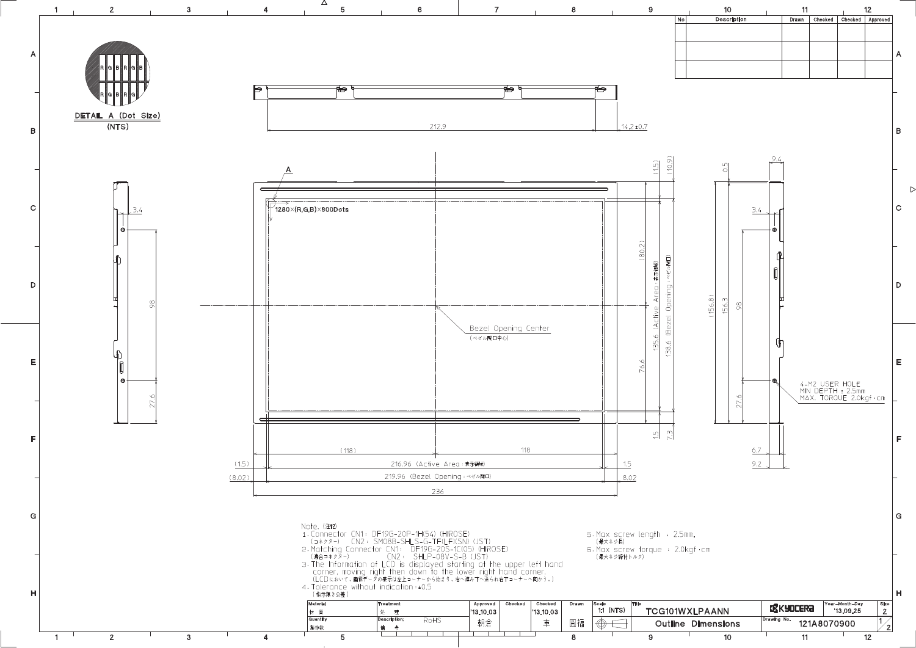DETAIL A (Dot Size)
(NTS)

1280×(R,G,B)×800Dots

Bezel Opening Center
(ベゼル開口中心)

4-M2 USER HOLE
MIN DEPTH : 2.5mm
MAX. TORQUE 2.0kgf・cm

212.9 | 14.2±0.7

(118) | 118
(1.5) | 216.96 (Active Area:表示領域) | 1.5
(8.02) | 219.96 (Bezel Opening:ベゼル開口) | 8.02
236

(1.5) (10.9) (80.2) 76.6 1.5 7.3
135.6 (Active Area:表示領域)
138.6 (Bezel Opening:ベゼル開口)
(156.8) 156.3 98 27.6 0.5 9.4 3.4 6.7 9.2

Note.(注記)

1. Connector CN1: DF19G-20P-1H(54) (HIROSE)
   (コネクター)　CN2: SM08B-SHLS-G-TF(LF)(SN) (JST)
2. Matching Connector CN1: DF19G-20S-1C(05) (HIROSE)
   (適合コネクター)　CN2: SHLP-08V-S-B (JST)
3. The Information of LCD is displayed starting at the upper left hand corner, moving right then down to the lower right hand corner.
   (LCDにおいて、画像データの表示は左上コーナーから始まり、右へ進み下へ送られ右下コーナーへ向かう。)
4. Tolerance without indication: ±0.5
   (指示無き公差)
5. Max screw length : 2.5mm.
   (最大ネジ長)
6. Max screw torque : 2.0kgf・cm
   (最大ネジ締付トルク)

| No | Description | Drawn | Checked | Checked | Approved |
|---|---|---|---|---|---|
| | | | | | |
| | | | | | |
| | | | | | |

| Material 材質 | Treatment 処理 | Approved | Checked | Checked | Drawn | Scale | Title | | Year-Month-Day | Size |
|---|---|---|---|---|---|---|---|---|---|---|
| | | '13.10.03 | | '13.10.03 | | 1:1 (NTS) | TCG101WXLPAANN | KYOCERA | '13.09.25 | 2 |
| Quantity 製作数 | Description; 備考 RoHS | 朝倉 | | 車 | 園福 | | Outline Dimensions | Drawing No. 121A8070900 | | 1/2 |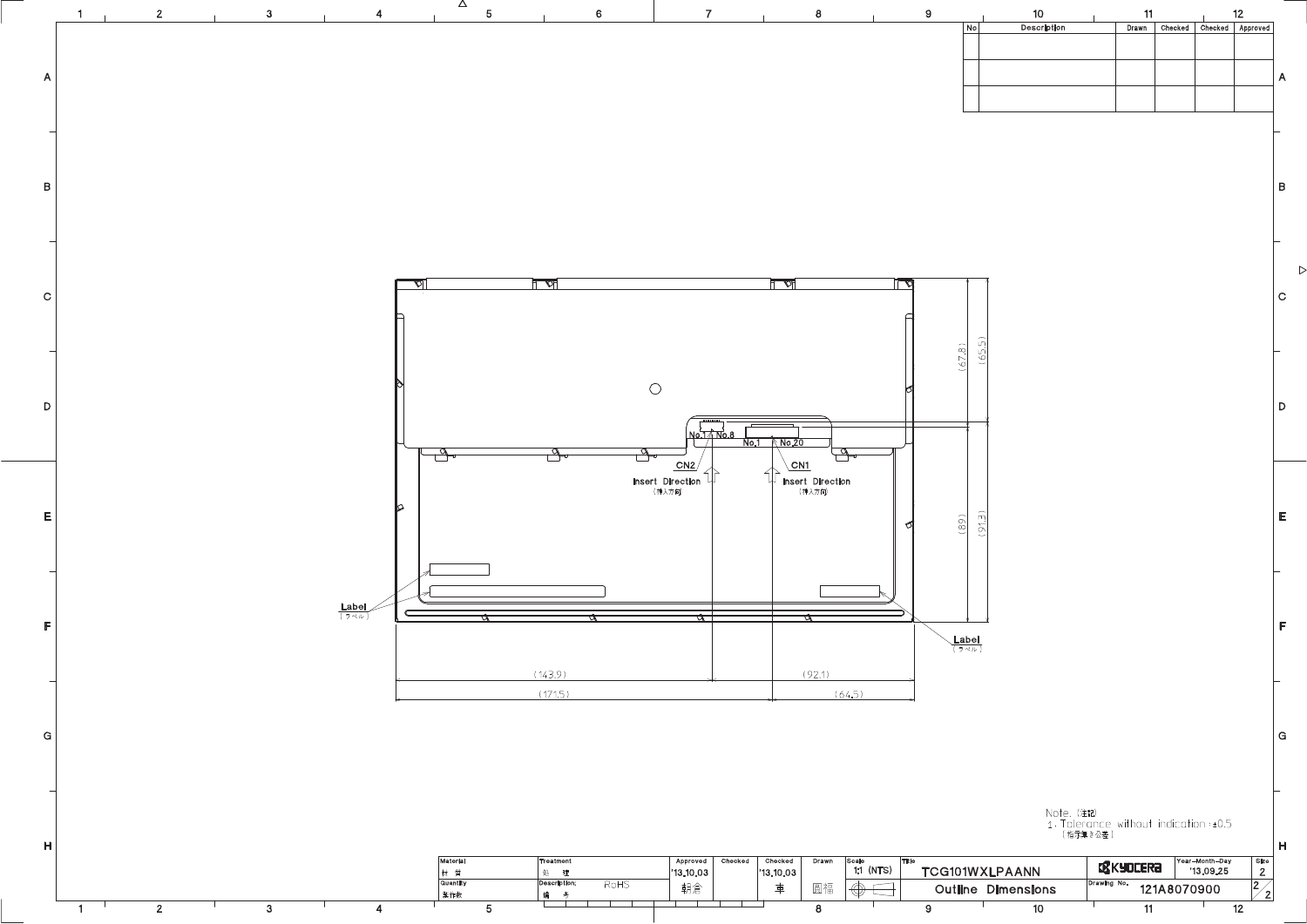| No | Description | Drawn | Checked | Checked | Approved |
| --- | --- | --- | --- | --- | --- |
| | | | | | |
| | | | | | |

No.1 No.8

No.1 No.20

CN2

Insert Direction
（挿入方向）

CN1

Insert Direction
（挿入方向）

Label
（ラベル）

Label
（ラベル）

(67.8) (65.5)

(89) (91.3)

(143.9) (92.1)

(171.5) (64.5)

Note.（注記）
1. Tolerance without indication：±0.5
（指示無き公差）

| Material 材 質 | Treatment 処 理 | Approved | Checked | Checked | Drawn | Scale | Title | | Year-Month-Day | Size |
| --- | --- | --- | --- | --- | --- | --- | --- | --- | --- | --- |
| | | '13.10.03 | | '13.10.03 | | 1:1 (NTS) | TCG101WXLPAANN | KYOCERA | '13.09.25 | 2 |
| Quantity 製作数 | Description; 備 考 RoHS | 朝倉 | | 車 | 圓福 | | Outline Dimensions | Drawing No. 121A8070900 | | 2/2 |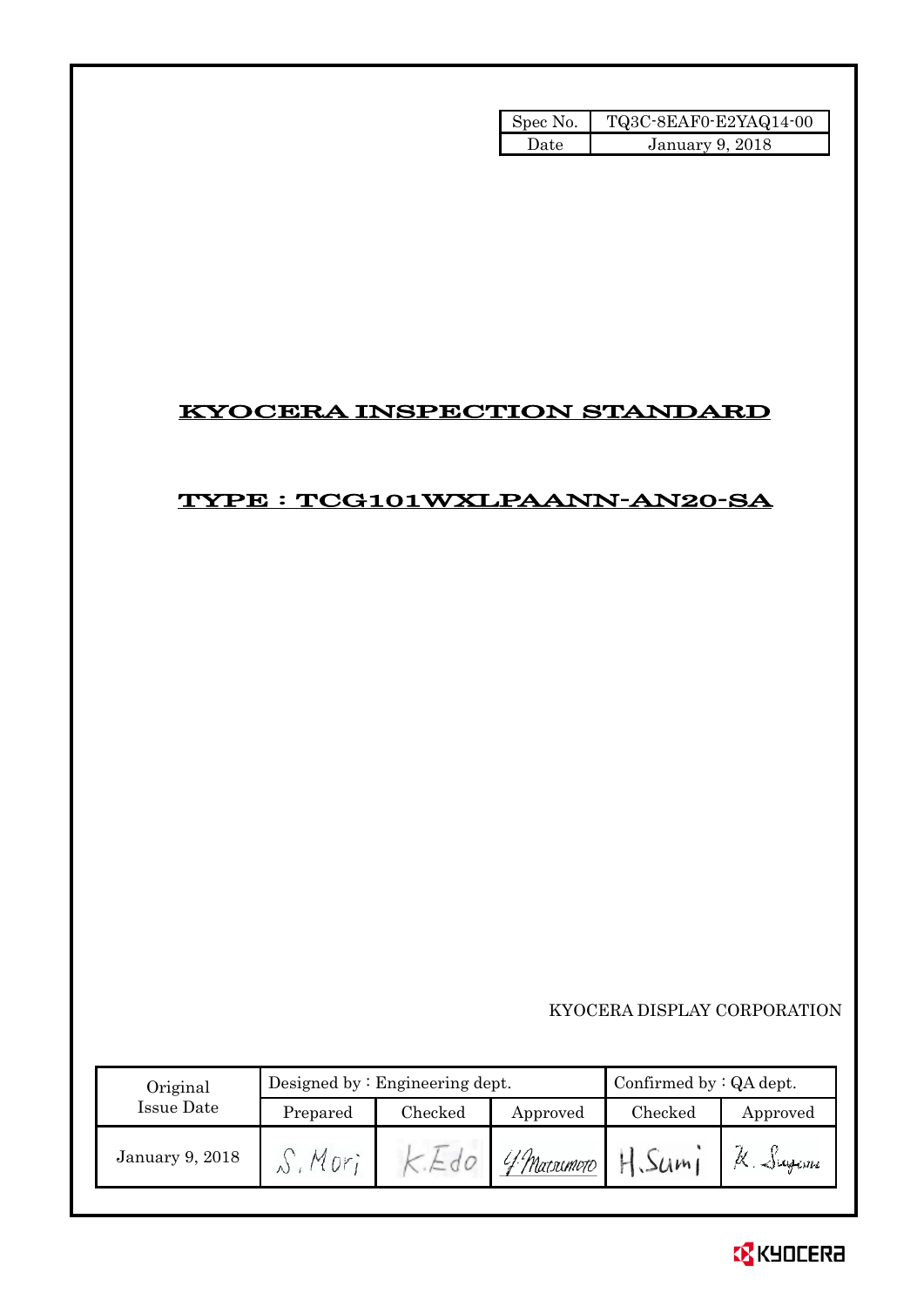| Spec No. | TQ3C-8EAF0-E2YAQ14-00 |
| --- | --- |
| Date | January 9, 2018 |

# KYOCERA INSPECTION STANDARD

## TYPE : TCG101WXLPAANN-AN20-SA

KYOCERA DISPLAY CORPORATION

| Original Issue Date | Designed by : Engineering dept. | | | Confirmed by : QA dept. | |
| --- | --- | --- | --- | --- | --- |
| | Prepared | Checked | Approved | Checked | Approved |
| January 9, 2018 | S. Mori | K. Edo | Y. Matsumoto | H. Sumi | K. Sugiura |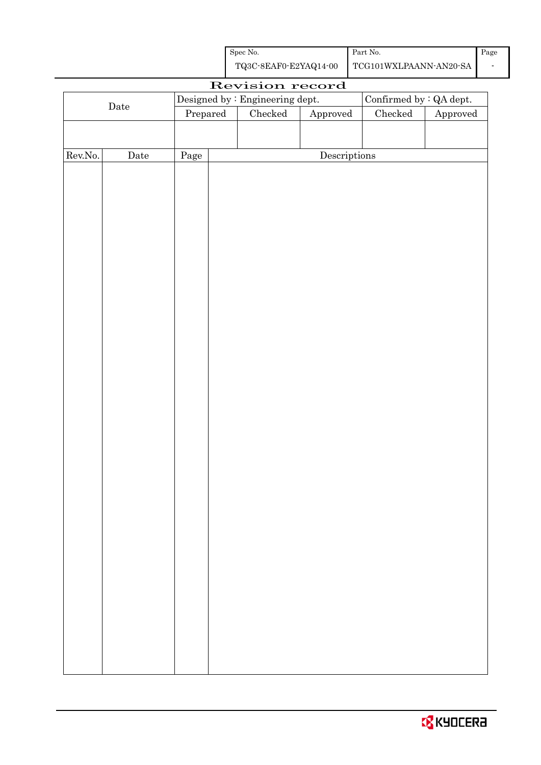| Spec No. | Part No. | Page |
|---|---|---|
| TQ3C-8EAF0-E2YAQ14-00 | TCG101WXLPAANN-AN20-SA | - |

# Revision record

| Date | Designed by : Engineering dept. | | | Confirmed by : QA dept. | |
|---|---|---|---|---|---|
| | Prepared | Checked | Approved | Checked | Approved |
| | | | | | |

| Rev.No. | Date | Page | Descriptions |
|---|---|---|---|
| | | | |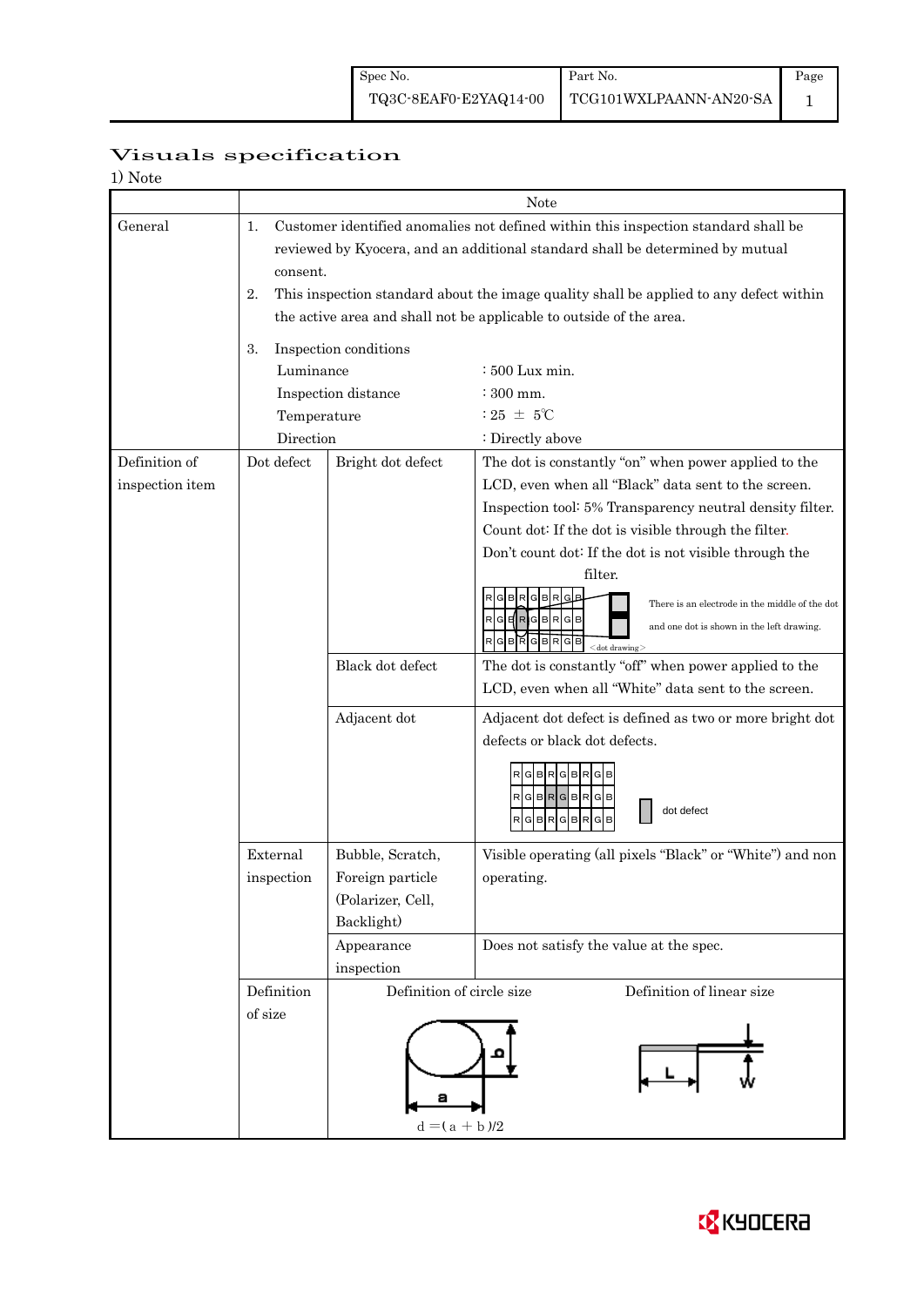| Spec No. | Part No. | Page |
|---|---|---|
| TQ3C-8EAF0-E2YAQ14-00 | TCG101WXLPAANN-AN20-SA | 1 |

# Visuals specification

1) Note

| | Note | | |
|---|---|---|---|
| General | 1. Customer identified anomalies not defined within this inspection standard shall be reviewed by Kyocera, and an additional standard shall be determined by mutual consent.<br>2. This inspection standard about the image quality shall be applied to any defect within the active area and shall not be applicable to outside of the area.<br>3. Inspection conditions<br>Luminance : 500 Lux min.<br>Inspection distance : 300 mm.<br>Temperature : 25 ± 5℃<br>Direction : Directly above | | |
| Definition of inspection item | Dot defect | Bright dot defect | The dot is constantly "on" when power applied to the LCD, even when all "Black" data sent to the screen.<br>Inspection tool: 5% Transparency neutral density filter.<br>Count dot: If the dot is visible through the filter.<br>Don't count dot: If the dot is not visible through the filter.<br>RGBRGBRGB / RGBRGBRGB / RGBRGBRGB <dot drawing><br>There is an electrode in the middle of the dot and one dot is shown in the left drawing. |
| | | Black dot defect | The dot is constantly "off" when power applied to the LCD, even when all "White" data sent to the screen. |
| | | Adjacent dot | Adjacent dot defect is defined as two or more bright dot defects or black dot defects.<br>RGBRGBRGB / RGBRGBRGB / RGBRGBRGB<br>dot defect |
| | External inspection | Bubble, Scratch, Foreign particle (Polarizer, Cell, Backlight) | Visible operating (all pixels "Black" or "White") and non operating. |
| | | Appearance inspection | Does not satisfy the value at the spec. |
| | Definition of size | Definition of circle size: a, b<br>$d = (a + b)/2$ | Definition of linear size: L, W |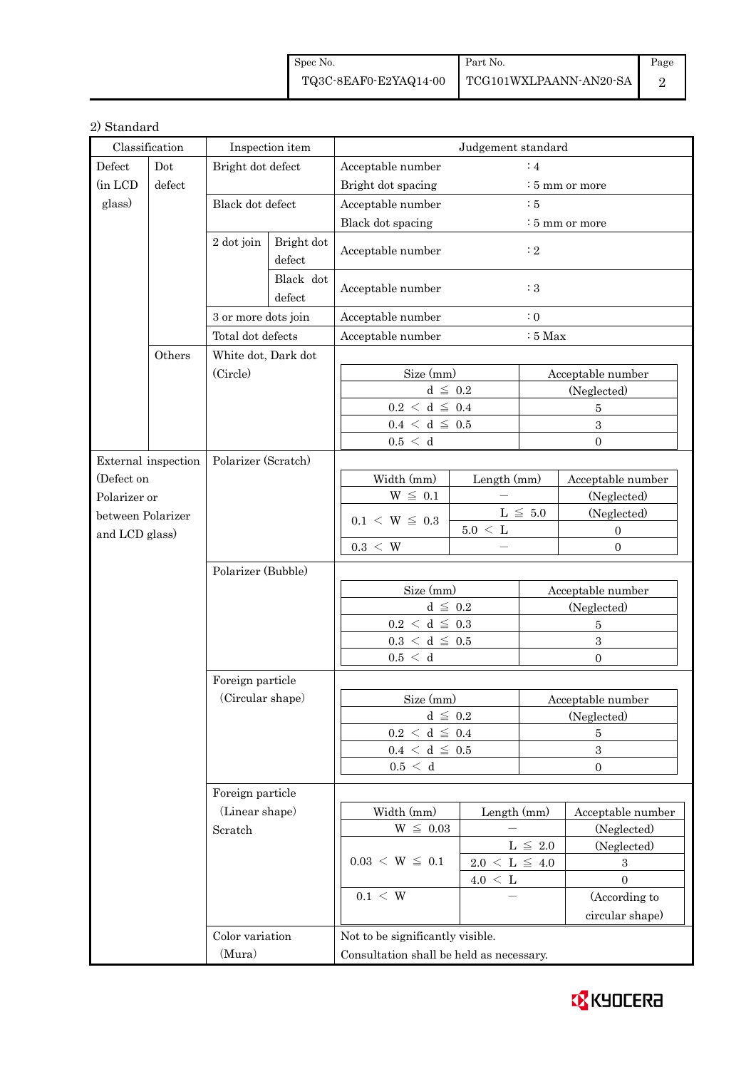2) Standard

| Classification | | Inspection item | | Judgement standard |
|---|---|---|---|---|
| Defect (in LCD glass) | Dot defect | Bright dot defect | | Acceptable number : 4<br>Bright dot spacing : 5 mm or more |
| | | Black dot defect | | Acceptable number : 5<br>Black dot spacing : 5 mm or more |
| | | 2 dot join | Bright dot defect | Acceptable number : 2 |
| | | | Black dot defect | Acceptable number : 3 |
| | | 3 or more dots join | | Acceptable number : 0 |
| | | Total dot defects | | Acceptable number : 5 Max |
| | Others | White dot, Dark dot (Circle) | | Size (mm): $d \leqq 0.2$ → (Neglected); $0.2 < d \leqq 0.4$ → 5; $0.4 < d \leqq 0.5$ → 3; $0.5 < d$ → 0 |
| External inspection (Defect on Polarizer or between Polarizer and LCD glass) | | Polarizer (Scratch) | | Width (mm) / Length (mm) / Acceptable number: $W \leqq 0.1$ / — / (Neglected); $0.1 < W \leqq 0.3$ / $L \leqq 5.0$ / (Neglected); $0.1 < W \leqq 0.3$ / $5.0 < L$ / 0; $0.3 < W$ / — / 0 |
| | | Polarizer (Bubble) | | Size (mm): $d \leqq 0.2$ → (Neglected); $0.2 < d \leqq 0.3$ → 5; $0.3 < d \leqq 0.5$ → 3; $0.5 < d$ → 0 |
| | | Foreign particle (Circular shape) | | Size (mm): $d \leqq 0.2$ → (Neglected); $0.2 < d \leqq 0.4$ → 5; $0.4 < d \leqq 0.5$ → 3; $0.5 < d$ → 0 |
| | | Foreign particle (Linear shape) Scratch | | Width (mm) / Length (mm) / Acceptable number: $W \leqq 0.03$ / — / (Neglected); $0.03 < W \leqq 0.1$ / $L \leqq 2.0$ / (Neglected); $0.03 < W \leqq 0.1$ / $2.0 < L \leqq 4.0$ / 3; $0.03 < W \leqq 0.1$ / $4.0 < L$ / 0; $0.1 < W$ / — / (According to circular shape) |
| | | Color variation (Mura) | | Not to be significantly visible.<br>Consultation shall be held as necessary. |